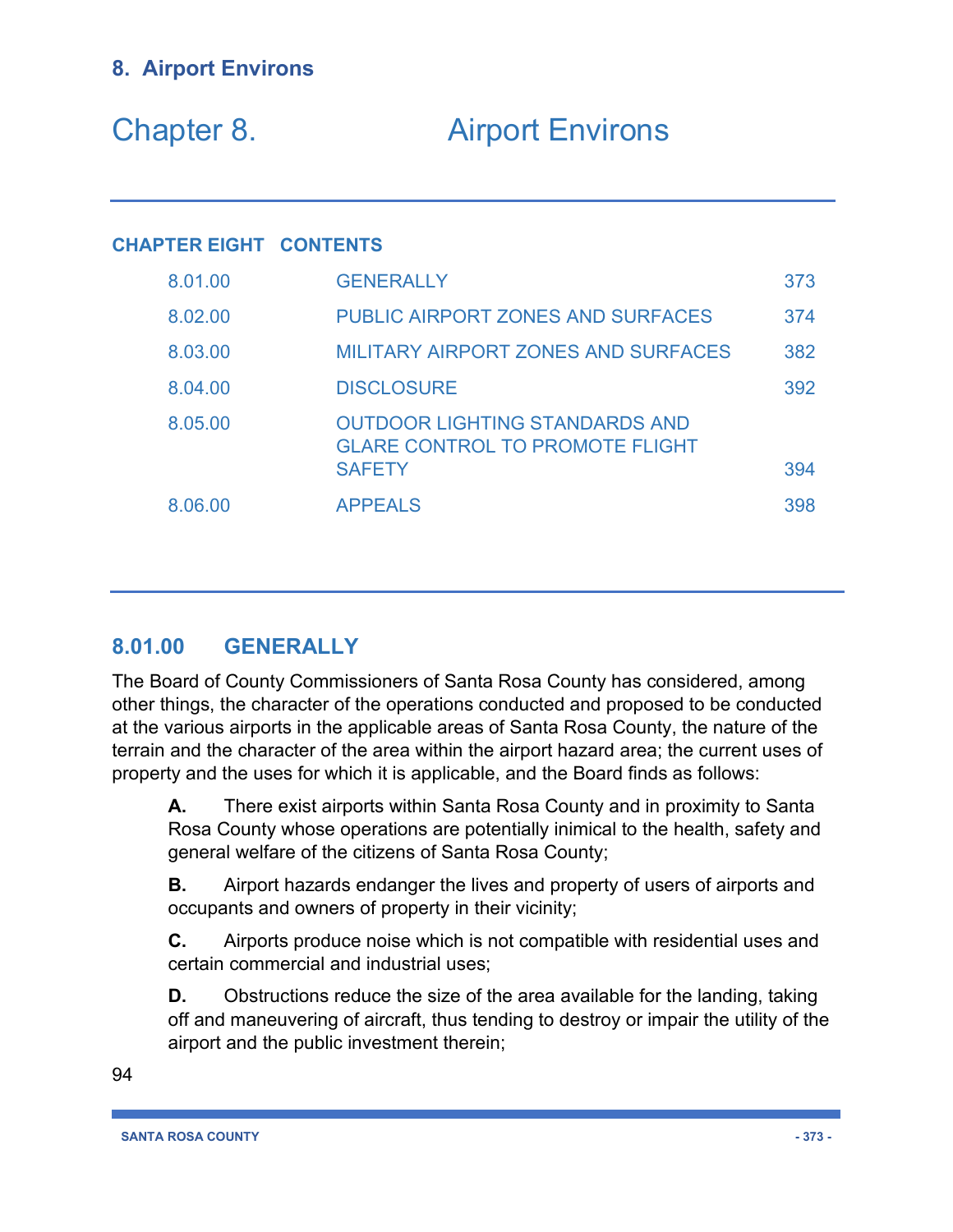# 8. Airport Environs

# Chapter 8. Airport Environs

**CHAPTER EIGHT CONTENTS**

| | | |
|---|---|---|
| 8.01.00 | GENERALLY | 373 |
| 8.02.00 | PUBLIC AIRPORT ZONES AND SURFACES | 374 |
| 8.03.00 | MILITARY AIRPORT ZONES AND SURFACES | 382 |
| 8.04.00 | DISCLOSURE | 392 |
| 8.05.00 | OUTDOOR LIGHTING STANDARDS AND GLARE CONTROL TO PROMOTE FLIGHT SAFETY | 394 |
| 8.06.00 | APPEALS | 398 |

## 8.01.00 GENERALLY

The Board of County Commissioners of Santa Rosa County has considered, among other things, the character of the operations conducted and proposed to be conducted at the various airports in the applicable areas of Santa Rosa County, the nature of the terrain and the character of the area within the airport hazard area; the current uses of property and the uses for which it is applicable, and the Board finds as follows:

**A.** There exist airports within Santa Rosa County and in proximity to Santa Rosa County whose operations are potentially inimical to the health, safety and general welfare of the citizens of Santa Rosa County;

**B.** Airport hazards endanger the lives and property of users of airports and occupants and owners of property in their vicinity;

**C.** Airports produce noise which is not compatible with residential uses and certain commercial and industrial uses;

**D.** Obstructions reduce the size of the area available for the landing, taking off and maneuvering of aircraft, thus tending to destroy or impair the utility of the airport and the public investment therein;

94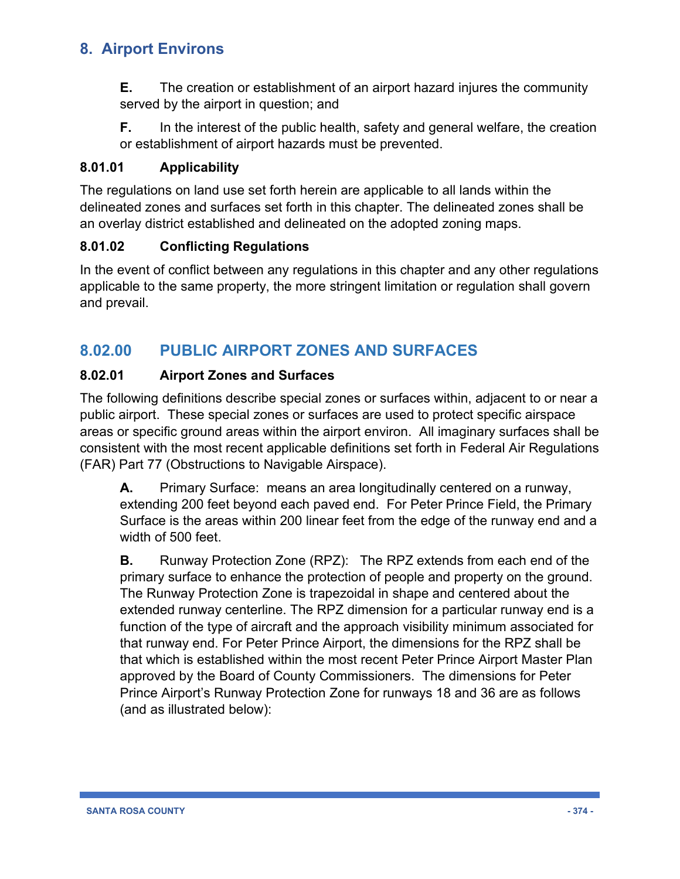# 8. Airport Environs

**E.** The creation or establishment of an airport hazard injures the community served by the airport in question; and

**F.** In the interest of the public health, safety and general welfare, the creation or establishment of airport hazards must be prevented.

### 8.01.01 Applicability

The regulations on land use set forth herein are applicable to all lands within the delineated zones and surfaces set forth in this chapter. The delineated zones shall be an overlay district established and delineated on the adopted zoning maps.

### 8.01.02 Conflicting Regulations

In the event of conflict between any regulations in this chapter and any other regulations applicable to the same property, the more stringent limitation or regulation shall govern and prevail.

## 8.02.00 PUBLIC AIRPORT ZONES AND SURFACES

### 8.02.01 Airport Zones and Surfaces

The following definitions describe special zones or surfaces within, adjacent to or near a public airport. These special zones or surfaces are used to protect specific airspace areas or specific ground areas within the airport environ. All imaginary surfaces shall be consistent with the most recent applicable definitions set forth in Federal Air Regulations (FAR) Part 77 (Obstructions to Navigable Airspace).

**A.** Primary Surface: means an area longitudinally centered on a runway, extending 200 feet beyond each paved end. For Peter Prince Field, the Primary Surface is the areas within 200 linear feet from the edge of the runway end and a width of 500 feet.

**B.** Runway Protection Zone (RPZ): The RPZ extends from each end of the primary surface to enhance the protection of people and property on the ground. The Runway Protection Zone is trapezoidal in shape and centered about the extended runway centerline. The RPZ dimension for a particular runway end is a function of the type of aircraft and the approach visibility minimum associated for that runway end. For Peter Prince Airport, the dimensions for the RPZ shall be that which is established within the most recent Peter Prince Airport Master Plan approved by the Board of County Commissioners. The dimensions for Peter Prince Airport's Runway Protection Zone for runways 18 and 36 are as follows (and as illustrated below):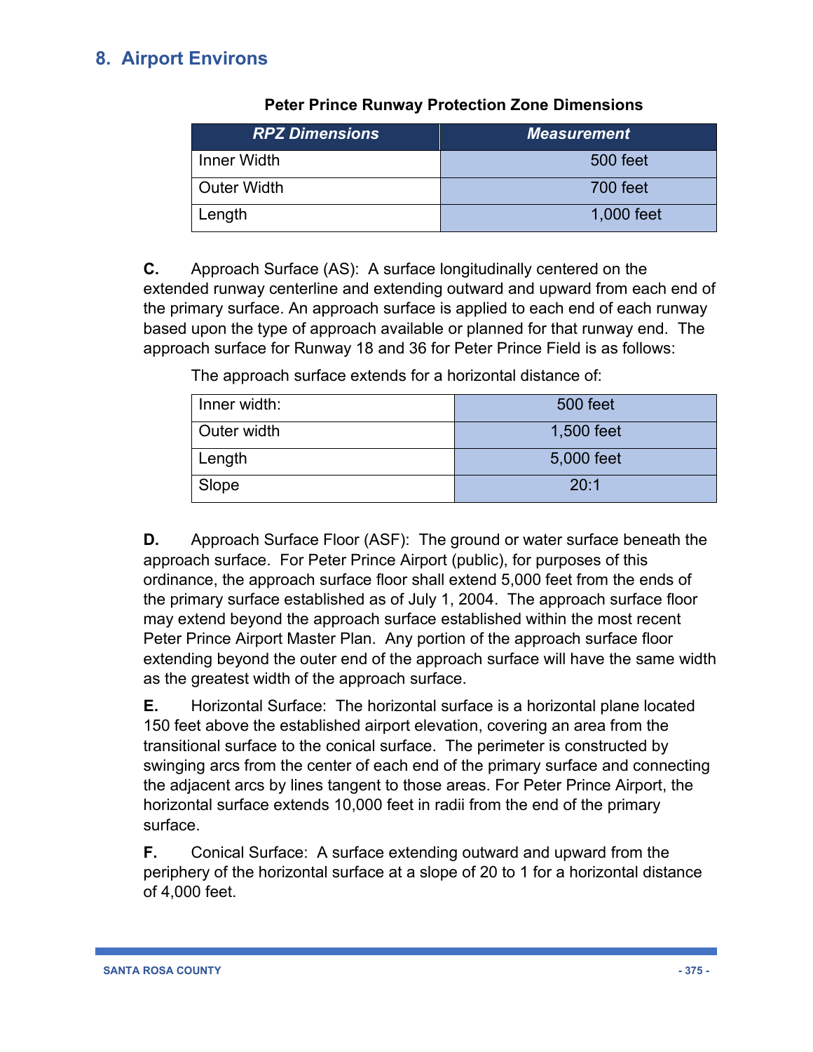## 8. Airport Environs

**Peter Prince Runway Protection Zone Dimensions**

| *RPZ Dimensions* | *Measurement* |
|---|---|
| Inner Width | 500 feet |
| Outer Width | 700 feet |
| Length | 1,000 feet |

**C.** Approach Surface (AS): A surface longitudinally centered on the extended runway centerline and extending outward and upward from each end of the primary surface. An approach surface is applied to each end of each runway based upon the type of approach available or planned for that runway end. The approach surface for Runway 18 and 36 for Peter Prince Field is as follows:

The approach surface extends for a horizontal distance of:

| | |
|---|---|
| Inner width: | 500 feet |
| Outer width | 1,500 feet |
| Length | 5,000 feet |
| Slope | 20:1 |

**D.** Approach Surface Floor (ASF): The ground or water surface beneath the approach surface. For Peter Prince Airport (public), for purposes of this ordinance, the approach surface floor shall extend 5,000 feet from the ends of the primary surface established as of July 1, 2004. The approach surface floor may extend beyond the approach surface established within the most recent Peter Prince Airport Master Plan. Any portion of the approach surface floor extending beyond the outer end of the approach surface will have the same width as the greatest width of the approach surface.

**E.** Horizontal Surface: The horizontal surface is a horizontal plane located 150 feet above the established airport elevation, covering an area from the transitional surface to the conical surface. The perimeter is constructed by swinging arcs from the center of each end of the primary surface and connecting the adjacent arcs by lines tangent to those areas. For Peter Prince Airport, the horizontal surface extends 10,000 feet in radii from the end of the primary surface.

**F.** Conical Surface: A surface extending outward and upward from the periphery of the horizontal surface at a slope of 20 to 1 for a horizontal distance of 4,000 feet.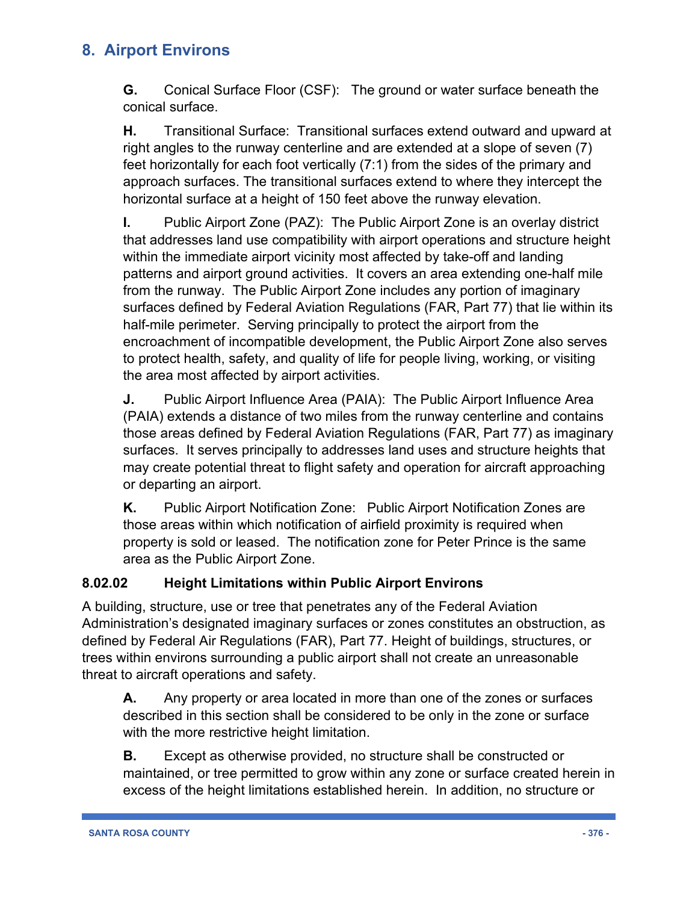**G.** Conical Surface Floor (CSF): The ground or water surface beneath the conical surface.

**H.** Transitional Surface: Transitional surfaces extend outward and upward at right angles to the runway centerline and are extended at a slope of seven (7) feet horizontally for each foot vertically (7:1) from the sides of the primary and approach surfaces. The transitional surfaces extend to where they intercept the horizontal surface at a height of 150 feet above the runway elevation.

**I.** Public Airport Zone (PAZ): The Public Airport Zone is an overlay district that addresses land use compatibility with airport operations and structure height within the immediate airport vicinity most affected by take-off and landing patterns and airport ground activities. It covers an area extending one-half mile from the runway. The Public Airport Zone includes any portion of imaginary surfaces defined by Federal Aviation Regulations (FAR, Part 77) that lie within its half-mile perimeter. Serving principally to protect the airport from the encroachment of incompatible development, the Public Airport Zone also serves to protect health, safety, and quality of life for people living, working, or visiting the area most affected by airport activities.

**J.** Public Airport Influence Area (PAIA): The Public Airport Influence Area (PAIA) extends a distance of two miles from the runway centerline and contains those areas defined by Federal Aviation Regulations (FAR, Part 77) as imaginary surfaces. It serves principally to addresses land uses and structure heights that may create potential threat to flight safety and operation for aircraft approaching or departing an airport.

**K.** Public Airport Notification Zone: Public Airport Notification Zones are those areas within which notification of airfield proximity is required when property is sold or leased. The notification zone for Peter Prince is the same area as the Public Airport Zone.

### 8.02.02 Height Limitations within Public Airport Environs

A building, structure, use or tree that penetrates any of the Federal Aviation Administration's designated imaginary surfaces or zones constitutes an obstruction, as defined by Federal Air Regulations (FAR), Part 77. Height of buildings, structures, or trees within environs surrounding a public airport shall not create an unreasonable threat to aircraft operations and safety.

**A.** Any property or area located in more than one of the zones or surfaces described in this section shall be considered to be only in the zone or surface with the more restrictive height limitation.

**B.** Except as otherwise provided, no structure shall be constructed or maintained, or tree permitted to grow within any zone or surface created herein in excess of the height limitations established herein. In addition, no structure or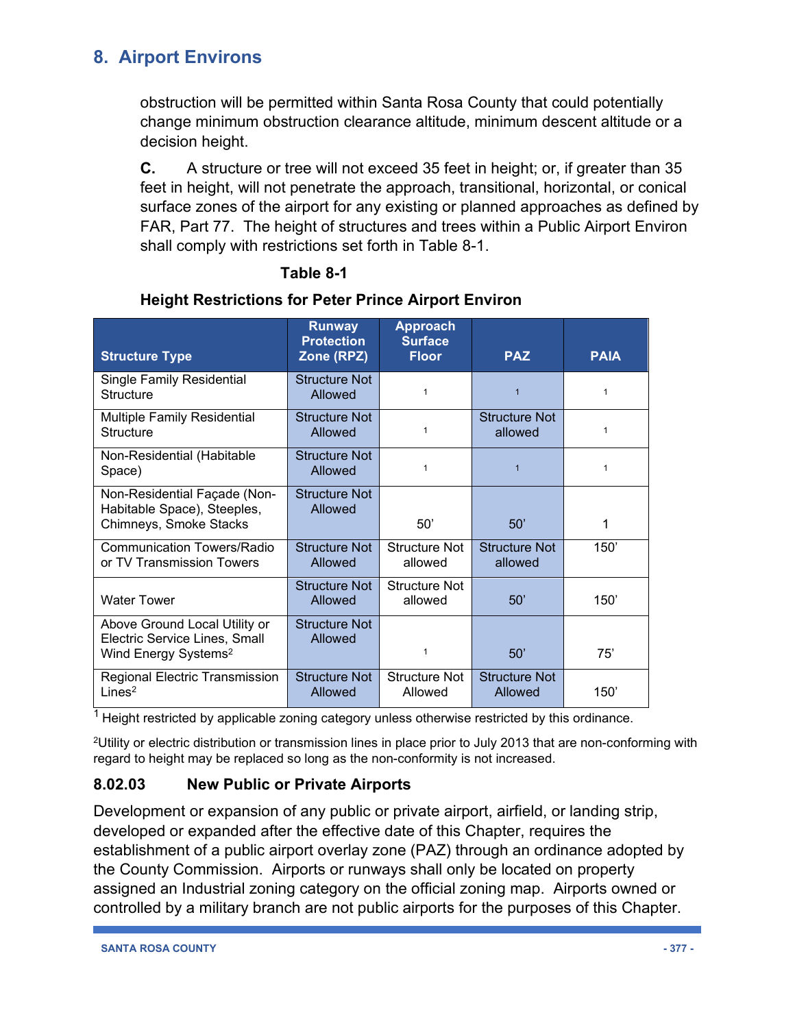# 8. Airport Environs

obstruction will be permitted within Santa Rosa County that could potentially change minimum obstruction clearance altitude, minimum descent altitude or a decision height.

**C.** A structure or tree will not exceed 35 feet in height; or, if greater than 35 feet in height, will not penetrate the approach, transitional, horizontal, or conical surface zones of the airport for any existing or planned approaches as defined by FAR, Part 77. The height of structures and trees within a Public Airport Environ shall comply with restrictions set forth in Table 8-1.

**Table 8-1**

**Height Restrictions for Peter Prince Airport Environ**

| Structure Type | Runway Protection Zone (RPZ) | Approach Surface Floor | PAZ | PAIA |
|---|---|---|---|---|
| Single Family Residential Structure | Structure Not Allowed | 1 | 1 | 1 |
| Multiple Family Residential Structure | Structure Not Allowed | 1 | Structure Not allowed | 1 |
| Non-Residential (Habitable Space) | Structure Not Allowed | 1 | 1 | 1 |
| Non-Residential Façade (Non-Habitable Space), Steeples, Chimneys, Smoke Stacks | Structure Not Allowed | 50' | 50' | 1 |
| Communication Towers/Radio or TV Transmission Towers | Structure Not Allowed | Structure Not allowed | Structure Not allowed | 150' |
| Water Tower | Structure Not Allowed | Structure Not allowed | 50' | 150' |
| Above Ground Local Utility or Electric Service Lines, Small Wind Energy Systems[2] | Structure Not Allowed | 1 | 50' | 75' |
| Regional Electric Transmission Lines[2] | Structure Not Allowed | Structure Not Allowed | Structure Not Allowed | 150' |

[1] Height restricted by applicable zoning category unless otherwise restricted by this ordinance.

[2]Utility or electric distribution or transmission lines in place prior to July 2013 that are non-conforming with regard to height may be replaced so long as the non-conformity is not increased.

### 8.02.03 New Public or Private Airports

Development or expansion of any public or private airport, airfield, or landing strip, developed or expanded after the effective date of this Chapter, requires the establishment of a public airport overlay zone (PAZ) through an ordinance adopted by the County Commission. Airports or runways shall only be located on property assigned an Industrial zoning category on the official zoning map. Airports owned or controlled by a military branch are not public airports for the purposes of this Chapter.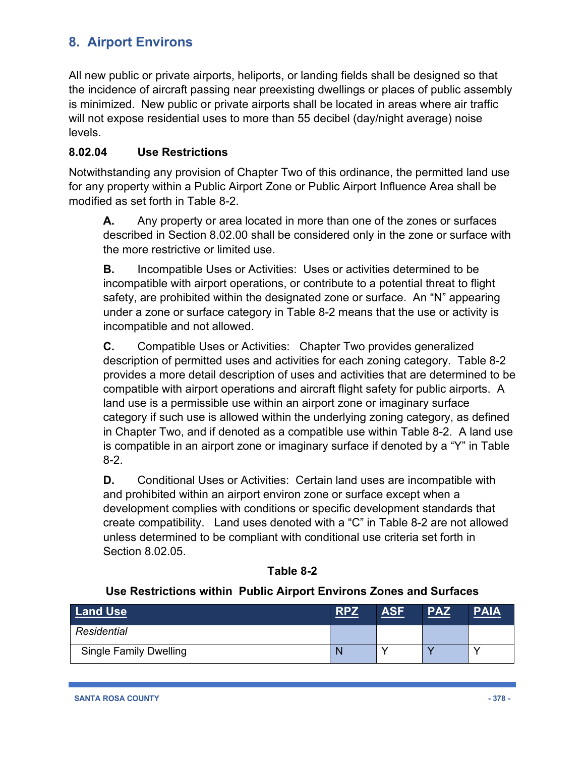## 8. Airport Environs

All new public or private airports, heliports, or landing fields shall be designed so that the incidence of aircraft passing near preexisting dwellings or places of public assembly is minimized. New public or private airports shall be located in areas where air traffic will not expose residential uses to more than 55 decibel (day/night average) noise levels.

### 8.02.04 Use Restrictions

Notwithstanding any provision of Chapter Two of this ordinance, the permitted land use for any property within a Public Airport Zone or Public Airport Influence Area shall be modified as set forth in Table 8-2.

**A.** Any property or area located in more than one of the zones or surfaces described in Section 8.02.00 shall be considered only in the zone or surface with the more restrictive or limited use.

**B.** Incompatible Uses or Activities: Uses or activities determined to be incompatible with airport operations, or contribute to a potential threat to flight safety, are prohibited within the designated zone or surface. An "N" appearing under a zone or surface category in Table 8-2 means that the use or activity is incompatible and not allowed.

**C.** Compatible Uses or Activities: Chapter Two provides generalized description of permitted uses and activities for each zoning category. Table 8-2 provides a more detail description of uses and activities that are determined to be compatible with airport operations and aircraft flight safety for public airports. A land use is a permissible use within an airport zone or imaginary surface category if such use is allowed within the underlying zoning category, as defined in Chapter Two, and if denoted as a compatible use within Table 8-2. A land use is compatible in an airport zone or imaginary surface if denoted by a "Y" in Table 8-2.

**D.** Conditional Uses or Activities: Certain land uses are incompatible with and prohibited within an airport environ zone or surface except when a development complies with conditions or specific development standards that create compatibility. Land uses denoted with a "C" in Table 8-2 are not allowed unless determined to be compliant with conditional use criteria set forth in Section 8.02.05.

**Table 8-2**

**Use Restrictions within Public Airport Environs Zones and Surfaces**

| Land Use | RPZ | ASF | PAZ | PAIA |
|---|---|---|---|---|
| *Residential* | | | | |
| Single Family Dwelling | N | Y | Y | Y |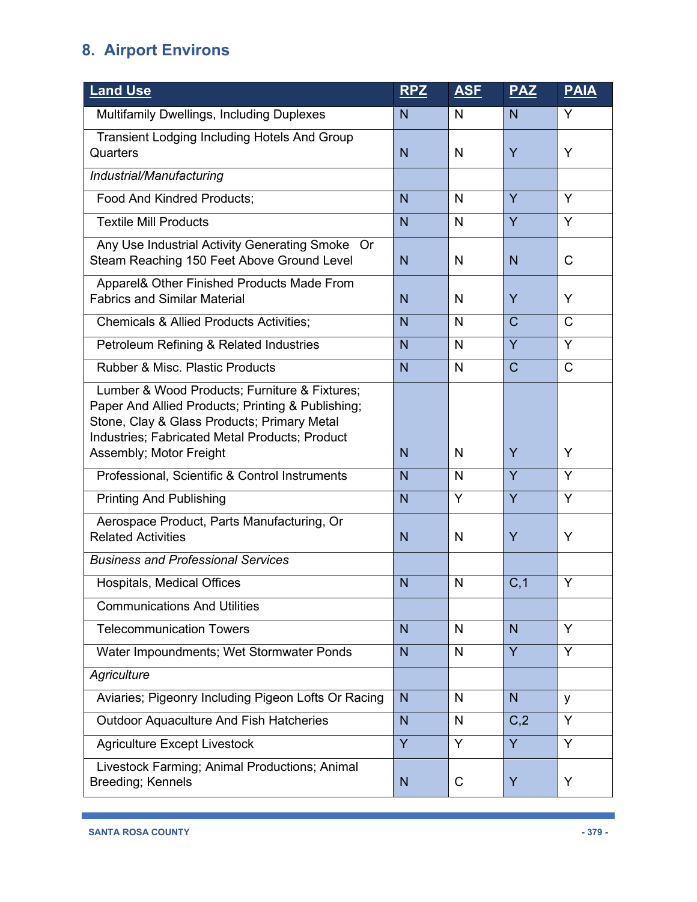## 8. Airport Environs

| Land Use | RPZ | ASF | PAZ | PAIA |
|---|---|---|---|---|
| Multifamily Dwellings, Including Duplexes | N | N | N | Y |
| Transient Lodging Including Hotels And Group Quarters | N | N | Y | Y |
| *Industrial/Manufacturing* | | | | |
| Food And Kindred Products; | N | N | Y | Y |
| Textile Mill Products | N | N | Y | Y |
| Any Use Industrial Activity Generating Smoke Or Steam Reaching 150 Feet Above Ground Level | N | N | N | C |
| Apparel& Other Finished Products Made From Fabrics and Similar Material | N | N | Y | Y |
| Chemicals & Allied Products Activities; | N | N | C | C |
| Petroleum Refining & Related Industries | N | N | Y | Y |
| Rubber & Misc. Plastic Products | N | N | C | C |
| Lumber & Wood Products; Furniture & Fixtures; Paper And Allied Products; Printing & Publishing; Stone, Clay & Glass Products; Primary Metal Industries; Fabricated Metal Products; Product Assembly; Motor Freight | N | N | Y | Y |
| Professional, Scientific & Control Instruments | N | N | Y | Y |
| Printing And Publishing | N | Y | Y | Y |
| Aerospace Product, Parts Manufacturing, Or Related Activities | N | N | Y | Y |
| *Business and Professional Services* | | | | |
| Hospitals, Medical Offices | N | N | C,1 | Y |
| Communications And Utilities | | | | |
| Telecommunication Towers | N | N | N | Y |
| Water Impoundments; Wet Stormwater Ponds | N | N | Y | Y |
| *Agriculture* | | | | |
| Aviaries; Pigeonry Including Pigeon Lofts Or Racing | N | N | N | y |
| Outdoor Aquaculture And Fish Hatcheries | N | N | C,2 | Y |
| Agriculture Except Livestock | Y | Y | Y | Y |
| Livestock Farming; Animal Productions; Animal Breeding; Kennels | N | C | Y | Y |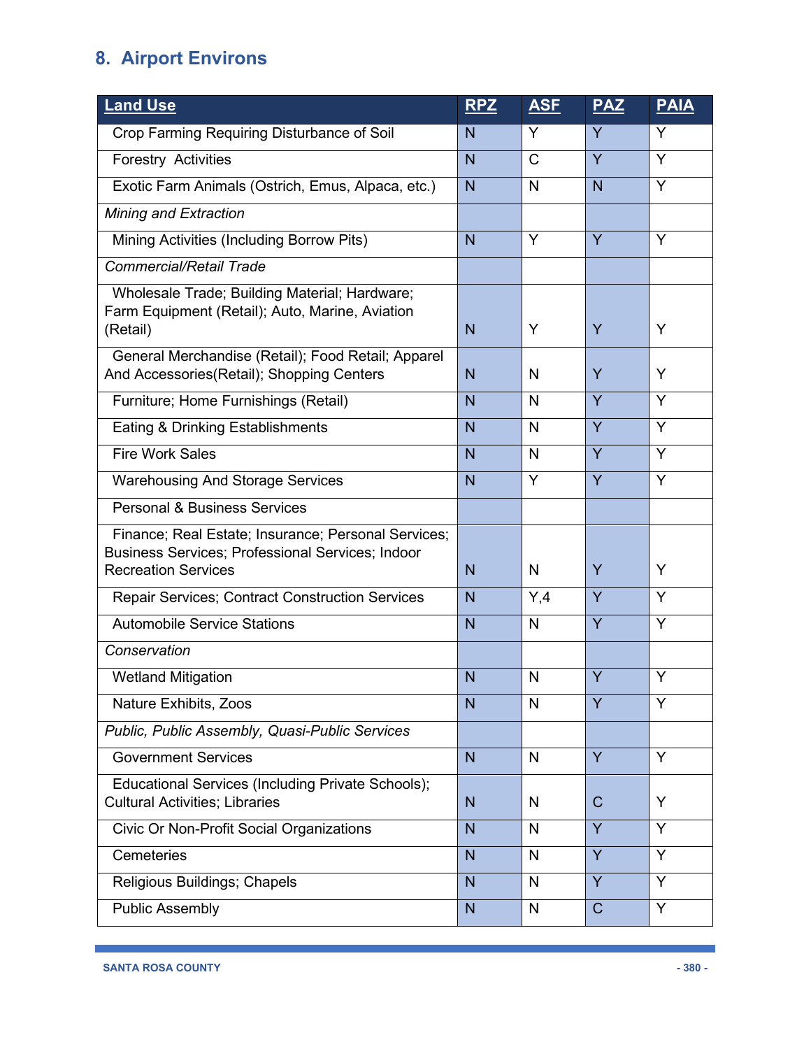## 8. Airport Environs

| Land Use | RPZ | ASF | PAZ | PAIA |
|---|---|---|---|---|
| Crop Farming Requiring Disturbance of Soil | N | Y | Y | Y |
| Forestry Activities | N | C | Y | Y |
| Exotic Farm Animals (Ostrich, Emus, Alpaca, etc.) | N | N | N | Y |
| *Mining and Extraction* | | | | |
| Mining Activities (Including Borrow Pits) | N | Y | Y | Y |
| *Commercial/Retail Trade* | | | | |
| Wholesale Trade; Building Material; Hardware; Farm Equipment (Retail); Auto, Marine, Aviation (Retail) | N | Y | Y | Y |
| General Merchandise (Retail); Food Retail; Apparel And Accessories(Retail); Shopping Centers | N | N | Y | Y |
| Furniture; Home Furnishings (Retail) | N | N | Y | Y |
| Eating & Drinking Establishments | N | N | Y | Y |
| Fire Work Sales | N | N | Y | Y |
| Warehousing And Storage Services | N | Y | Y | Y |
| Personal & Business Services | | | | |
| Finance; Real Estate; Insurance; Personal Services; Business Services; Professional Services; Indoor Recreation Services | N | N | Y | Y |
| Repair Services; Contract Construction Services | N | Y,4 | Y | Y |
| Automobile Service Stations | N | N | Y | Y |
| *Conservation* | | | | |
| Wetland Mitigation | N | N | Y | Y |
| Nature Exhibits, Zoos | N | N | Y | Y |
| *Public, Public Assembly, Quasi-Public Services* | | | | |
| Government Services | N | N | Y | Y |
| Educational Services (Including Private Schools); Cultural Activities; Libraries | N | N | C | Y |
| Civic Or Non-Profit Social Organizations | N | N | Y | Y |
| Cemeteries | N | N | Y | Y |
| Religious Buildings; Chapels | N | N | Y | Y |
| Public Assembly | N | N | C | Y |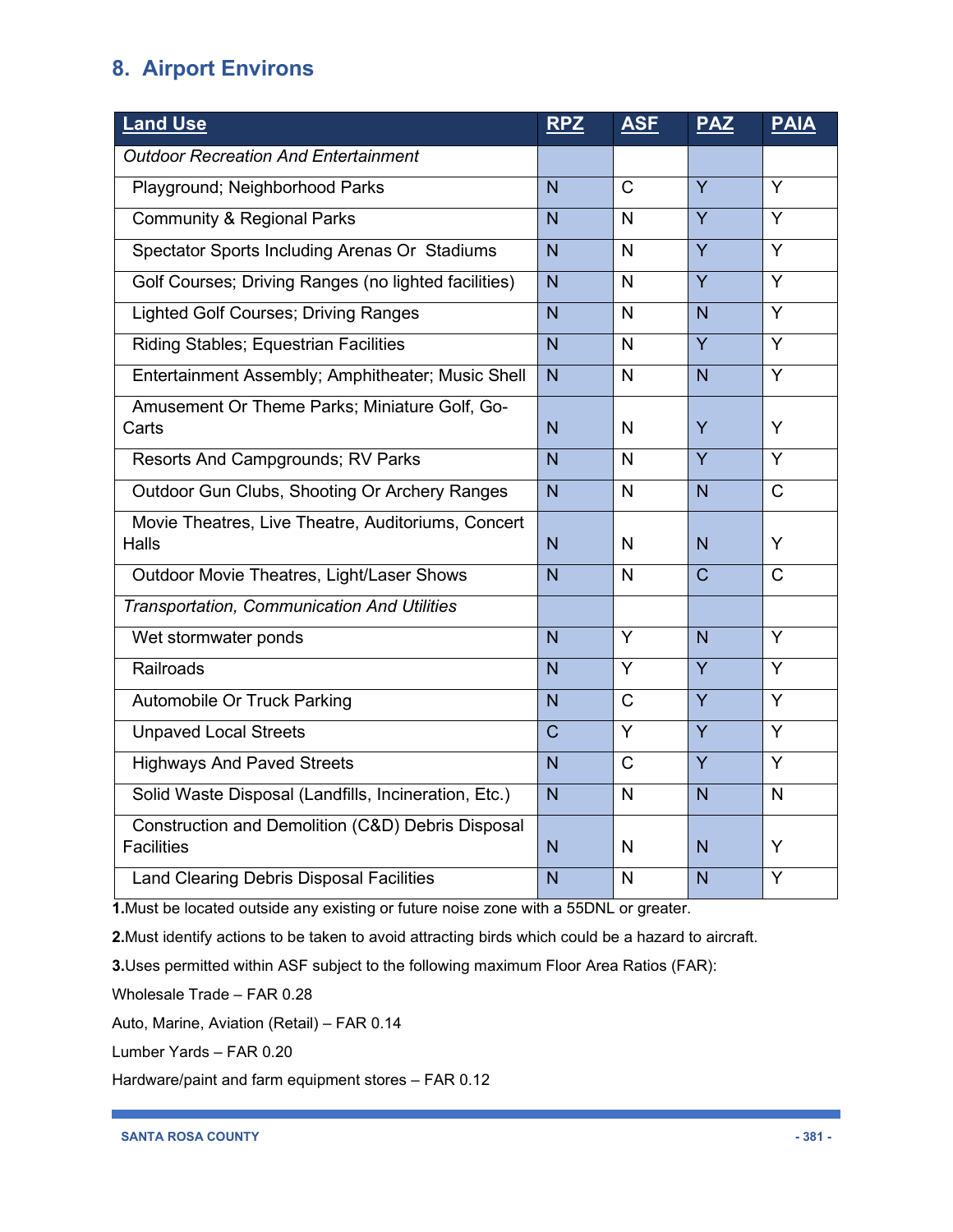## 8. Airport Environs

| Land Use | RPZ | ASF | PAZ | PAIA |
|---|---|---|---|---|
| *Outdoor Recreation And Entertainment* | | | | |
| Playground; Neighborhood Parks | N | C | Y | Y |
| Community & Regional Parks | N | N | Y | Y |
| Spectator Sports Including Arenas Or Stadiums | N | N | Y | Y |
| Golf Courses; Driving Ranges (no lighted facilities) | N | N | Y | Y |
| Lighted Golf Courses; Driving Ranges | N | N | N | Y |
| Riding Stables; Equestrian Facilities | N | N | Y | Y |
| Entertainment Assembly; Amphitheater; Music Shell | N | N | N | Y |
| Amusement Or Theme Parks; Miniature Golf, Go-Carts | N | N | Y | Y |
| Resorts And Campgrounds; RV Parks | N | N | Y | Y |
| Outdoor Gun Clubs, Shooting Or Archery Ranges | N | N | N | C |
| Movie Theatres, Live Theatre, Auditoriums, Concert Halls | N | N | N | Y |
| Outdoor Movie Theatres, Light/Laser Shows | N | N | C | C |
| *Transportation, Communication And Utilities* | | | | |
| Wet stormwater ponds | N | Y | N | Y |
| Railroads | N | Y | Y | Y |
| Automobile Or Truck Parking | N | C | Y | Y |
| Unpaved Local Streets | C | Y | Y | Y |
| Highways And Paved Streets | N | C | Y | Y |
| Solid Waste Disposal (Landfills, Incineration, Etc.) | N | N | N | N |
| Construction and Demolition (C&D) Debris Disposal Facilities | N | N | N | Y |
| Land Clearing Debris Disposal Facilities | N | N | N | Y |

**1.** Must be located outside any existing or future noise zone with a 55DNL or greater.

**2.** Must identify actions to be taken to avoid attracting birds which could be a hazard to aircraft.

**3.** Uses permitted within ASF subject to the following maximum Floor Area Ratios (FAR):

Wholesale Trade – FAR 0.28

Auto, Marine, Aviation (Retail) – FAR 0.14

Lumber Yards – FAR 0.20

Hardware/paint and farm equipment stores – FAR 0.12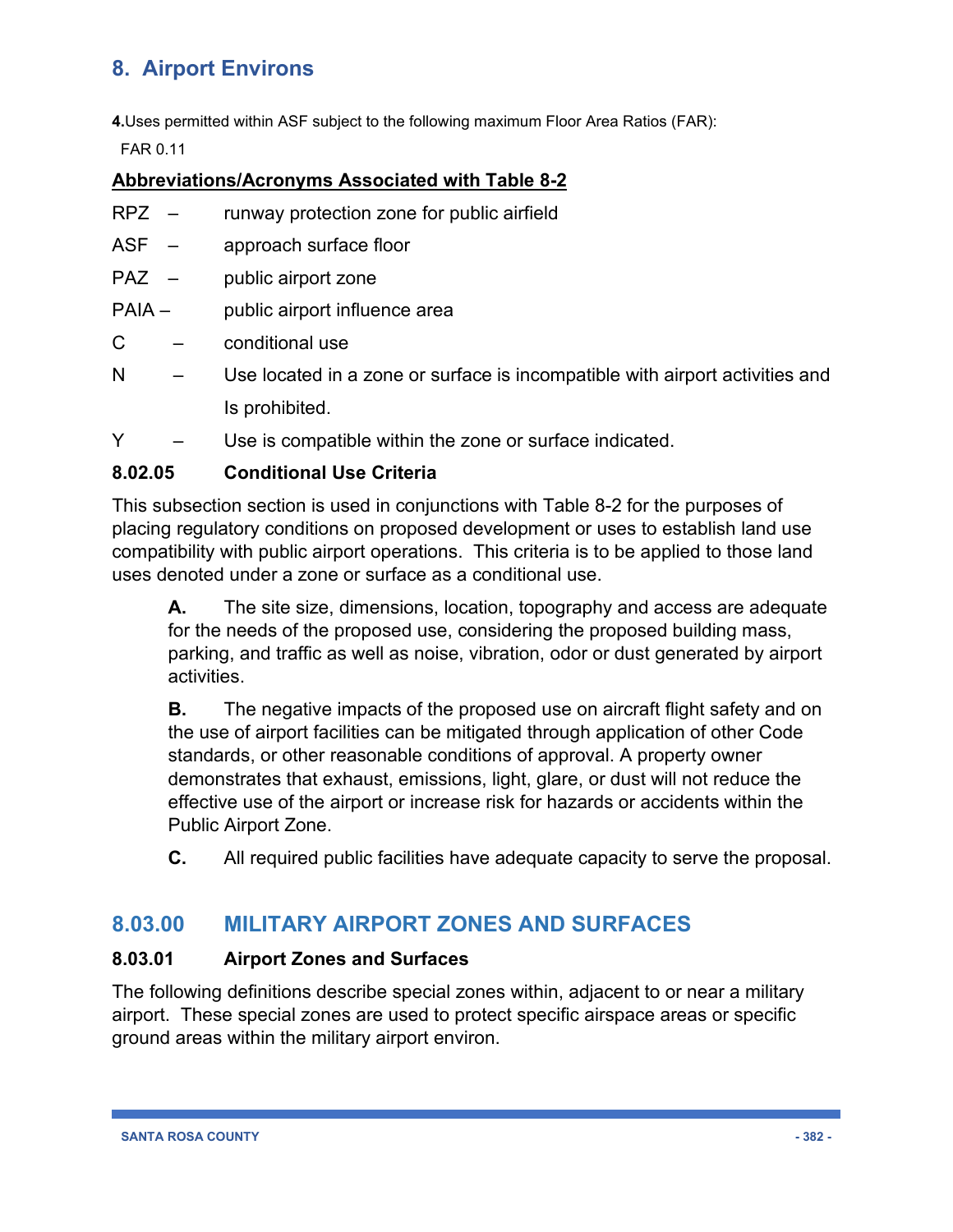# 8. Airport Environs

**4.**Uses permitted within ASF subject to the following maximum Floor Area Ratios (FAR):

FAR 0.11

**<u>Abbreviations/Acronyms Associated with Table 8-2</u>**

RPZ – runway protection zone for public airfield

ASF – approach surface floor

PAZ – public airport zone

PAIA – public airport influence area

C – conditional use

N – Use located in a zone or surface is incompatible with airport activities and Is prohibited.

Y – Use is compatible within the zone or surface indicated.

### 8.02.05 Conditional Use Criteria

This subsection section is used in conjunctions with Table 8-2 for the purposes of placing regulatory conditions on proposed development or uses to establish land use compatibility with public airport operations. This criteria is to be applied to those land uses denoted under a zone or surface as a conditional use.

**A.** The site size, dimensions, location, topography and access are adequate for the needs of the proposed use, considering the proposed building mass, parking, and traffic as well as noise, vibration, odor or dust generated by airport activities.

**B.** The negative impacts of the proposed use on aircraft flight safety and on the use of airport facilities can be mitigated through application of other Code standards, or other reasonable conditions of approval. A property owner demonstrates that exhaust, emissions, light, glare, or dust will not reduce the effective use of the airport or increase risk for hazards or accidents within the Public Airport Zone.

**C.** All required public facilities have adequate capacity to serve the proposal.

## 8.03.00 MILITARY AIRPORT ZONES AND SURFACES

### 8.03.01 Airport Zones and Surfaces

The following definitions describe special zones within, adjacent to or near a military airport. These special zones are used to protect specific airspace areas or specific ground areas within the military airport environ.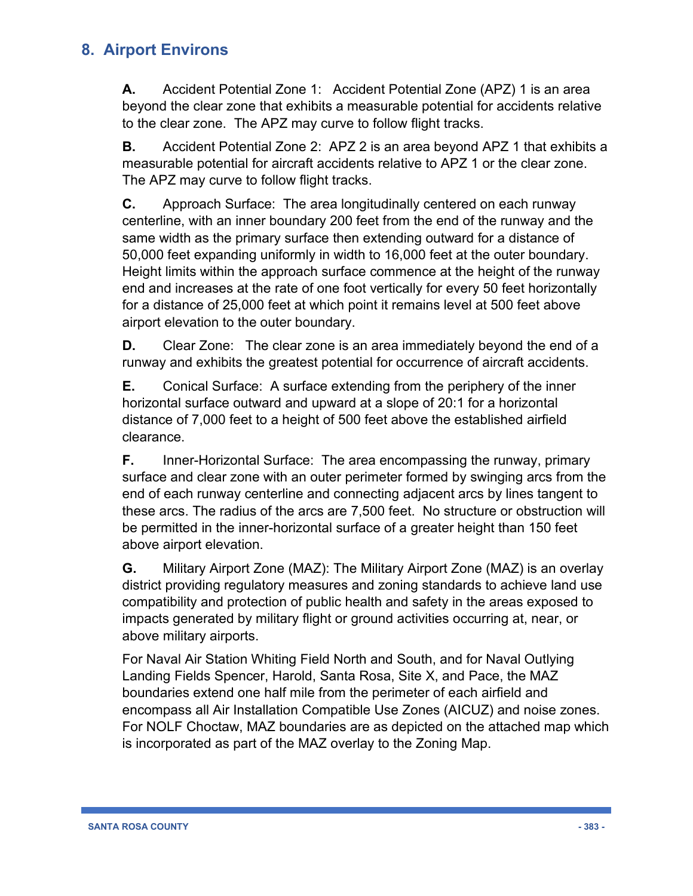## 8. Airport Environs

**A.** Accident Potential Zone 1: Accident Potential Zone (APZ) 1 is an area beyond the clear zone that exhibits a measurable potential for accidents relative to the clear zone. The APZ may curve to follow flight tracks.

**B.** Accident Potential Zone 2: APZ 2 is an area beyond APZ 1 that exhibits a measurable potential for aircraft accidents relative to APZ 1 or the clear zone. The APZ may curve to follow flight tracks.

**C.** Approach Surface: The area longitudinally centered on each runway centerline, with an inner boundary 200 feet from the end of the runway and the same width as the primary surface then extending outward for a distance of 50,000 feet expanding uniformly in width to 16,000 feet at the outer boundary. Height limits within the approach surface commence at the height of the runway end and increases at the rate of one foot vertically for every 50 feet horizontally for a distance of 25,000 feet at which point it remains level at 500 feet above airport elevation to the outer boundary.

**D.** Clear Zone: The clear zone is an area immediately beyond the end of a runway and exhibits the greatest potential for occurrence of aircraft accidents.

**E.** Conical Surface: A surface extending from the periphery of the inner horizontal surface outward and upward at a slope of 20:1 for a horizontal distance of 7,000 feet to a height of 500 feet above the established airfield clearance.

**F.** Inner-Horizontal Surface: The area encompassing the runway, primary surface and clear zone with an outer perimeter formed by swinging arcs from the end of each runway centerline and connecting adjacent arcs by lines tangent to these arcs. The radius of the arcs are 7,500 feet. No structure or obstruction will be permitted in the inner-horizontal surface of a greater height than 150 feet above airport elevation.

**G.** Military Airport Zone (MAZ): The Military Airport Zone (MAZ) is an overlay district providing regulatory measures and zoning standards to achieve land use compatibility and protection of public health and safety in the areas exposed to impacts generated by military flight or ground activities occurring at, near, or above military airports.

For Naval Air Station Whiting Field North and South, and for Naval Outlying Landing Fields Spencer, Harold, Santa Rosa, Site X, and Pace, the MAZ boundaries extend one half mile from the perimeter of each airfield and encompass all Air Installation Compatible Use Zones (AICUZ) and noise zones. For NOLF Choctaw, MAZ boundaries are as depicted on the attached map which is incorporated as part of the MAZ overlay to the Zoning Map.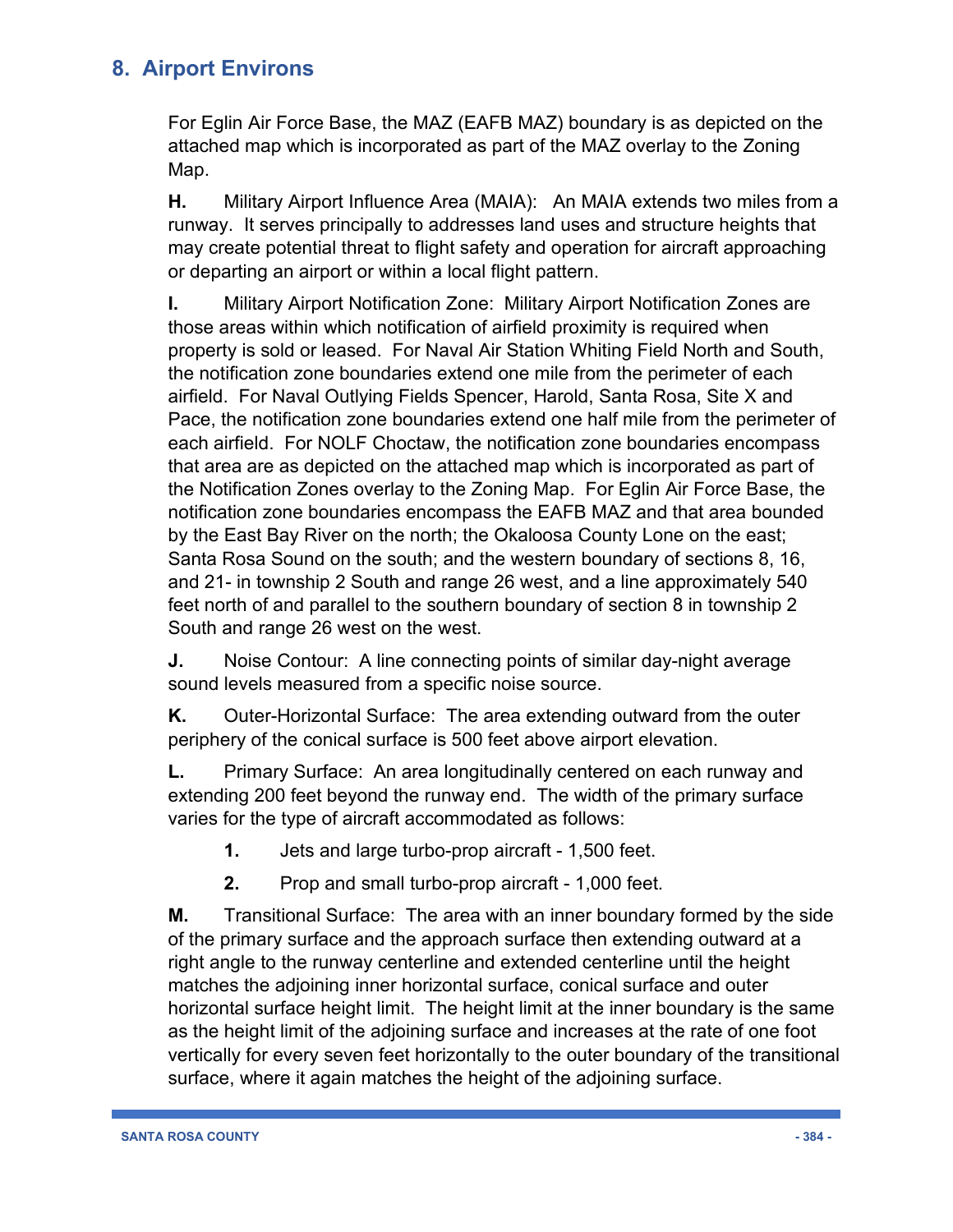## 8. Airport Environs

For Eglin Air Force Base, the MAZ (EAFB MAZ) boundary is as depicted on the attached map which is incorporated as part of the MAZ overlay to the Zoning Map.

**H.** Military Airport Influence Area (MAIA): An MAIA extends two miles from a runway. It serves principally to addresses land uses and structure heights that may create potential threat to flight safety and operation for aircraft approaching or departing an airport or within a local flight pattern.

**I.** Military Airport Notification Zone: Military Airport Notification Zones are those areas within which notification of airfield proximity is required when property is sold or leased. For Naval Air Station Whiting Field North and South, the notification zone boundaries extend one mile from the perimeter of each airfield. For Naval Outlying Fields Spencer, Harold, Santa Rosa, Site X and Pace, the notification zone boundaries extend one half mile from the perimeter of each airfield. For NOLF Choctaw, the notification zone boundaries encompass that area are as depicted on the attached map which is incorporated as part of the Notification Zones overlay to the Zoning Map. For Eglin Air Force Base, the notification zone boundaries encompass the EAFB MAZ and that area bounded by the East Bay River on the north; the Okaloosa County Lone on the east; Santa Rosa Sound on the south; and the western boundary of sections 8, 16, and 21- in township 2 South and range 26 west, and a line approximately 540 feet north of and parallel to the southern boundary of section 8 in township 2 South and range 26 west on the west.

**J.** Noise Contour: A line connecting points of similar day-night average sound levels measured from a specific noise source.

**K.** Outer-Horizontal Surface: The area extending outward from the outer periphery of the conical surface is 500 feet above airport elevation.

**L.** Primary Surface: An area longitudinally centered on each runway and extending 200 feet beyond the runway end. The width of the primary surface varies for the type of aircraft accommodated as follows:

1. Jets and large turbo-prop aircraft - 1,500 feet.
2. Prop and small turbo-prop aircraft - 1,000 feet.

**M.** Transitional Surface: The area with an inner boundary formed by the side of the primary surface and the approach surface then extending outward at a right angle to the runway centerline and extended centerline until the height matches the adjoining inner horizontal surface, conical surface and outer horizontal surface height limit. The height limit at the inner boundary is the same as the height limit of the adjoining surface and increases at the rate of one foot vertically for every seven feet horizontally to the outer boundary of the transitional surface, where it again matches the height of the adjoining surface.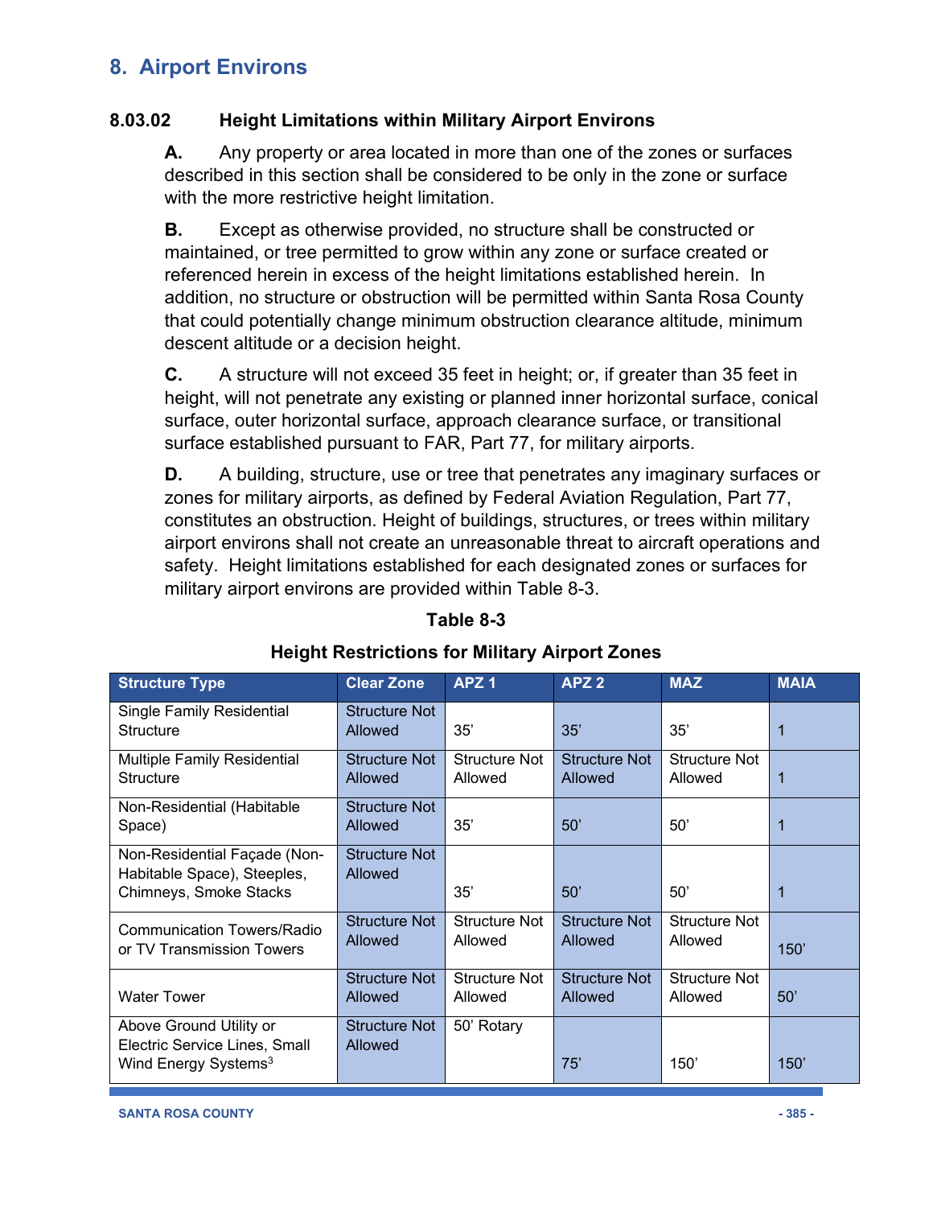# 8. Airport Environs

### 8.03.02 Height Limitations within Military Airport Environs

**A.** Any property or area located in more than one of the zones or surfaces described in this section shall be considered to be only in the zone or surface with the more restrictive height limitation.

**B.** Except as otherwise provided, no structure shall be constructed or maintained, or tree permitted to grow within any zone or surface created or referenced herein in excess of the height limitations established herein. In addition, no structure or obstruction will be permitted within Santa Rosa County that could potentially change minimum obstruction clearance altitude, minimum descent altitude or a decision height.

**C.** A structure will not exceed 35 feet in height; or, if greater than 35 feet in height, will not penetrate any existing or planned inner horizontal surface, conical surface, outer horizontal surface, approach clearance surface, or transitional surface established pursuant to FAR, Part 77, for military airports.

**D.** A building, structure, use or tree that penetrates any imaginary surfaces or zones for military airports, as defined by Federal Aviation Regulation, Part 77, constitutes an obstruction. Height of buildings, structures, or trees within military airport environs shall not create an unreasonable threat to aircraft operations and safety. Height limitations established for each designated zones or surfaces for military airport environs are provided within Table 8-3.

**Table 8-3**

**Height Restrictions for Military Airport Zones**

| Structure Type | Clear Zone | APZ 1 | APZ 2 | MAZ | MAIA |
|---|---|---|---|---|---|
| Single Family Residential Structure | Structure Not Allowed | 35' | 35' | 35' | 1 |
| Multiple Family Residential Structure | Structure Not Allowed | Structure Not Allowed | Structure Not Allowed | Structure Not Allowed | 1 |
| Non-Residential (Habitable Space) | Structure Not Allowed | 35' | 50' | 50' | 1 |
| Non-Residential Façade (Non-Habitable Space), Steeples, Chimneys, Smoke Stacks | Structure Not Allowed | 35' | 50' | 50' | 1 |
| Communication Towers/Radio or TV Transmission Towers | Structure Not Allowed | Structure Not Allowed | Structure Not Allowed | Structure Not Allowed | 150' |
| Water Tower | Structure Not Allowed | Structure Not Allowed | Structure Not Allowed | Structure Not Allowed | 50' |
| Above Ground Utility or Electric Service Lines, Small Wind Energy Systems[3] | Structure Not Allowed | 50' Rotary | 75' | 150' | 150' |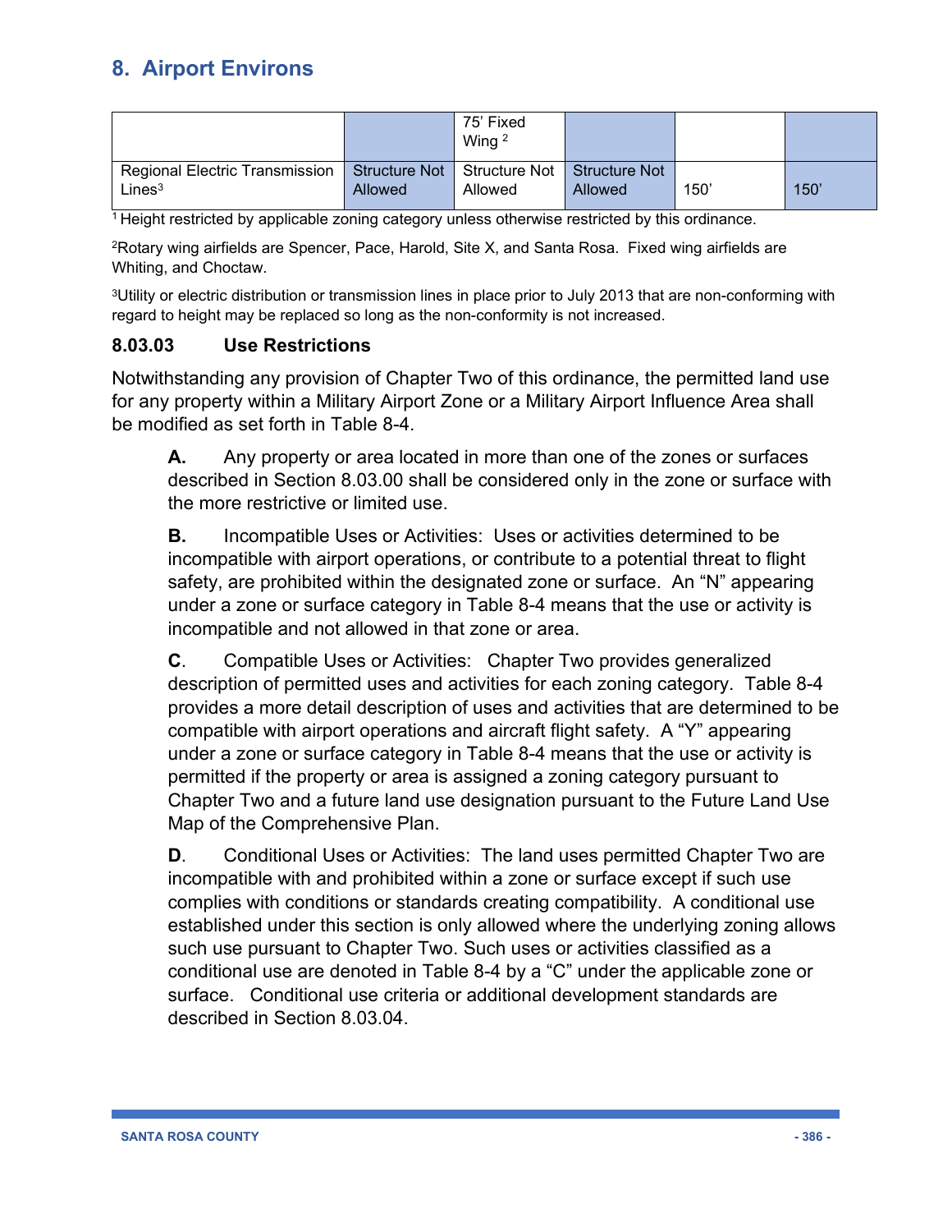## 8. Airport Environs

| | | | | | |
|---|---|---|---|---|---|
| | | 75' Fixed Wing [2] | | | |
| Regional Electric Transmission Lines[3] | Structure Not Allowed | Structure Not Allowed | Structure Not Allowed | 150' | 150' |

[1] Height restricted by applicable zoning category unless otherwise restricted by this ordinance.

[2] Rotary wing airfields are Spencer, Pace, Harold, Site X, and Santa Rosa. Fixed wing airfields are Whiting, and Choctaw.

[3] Utility or electric distribution or transmission lines in place prior to July 2013 that are non-conforming with regard to height may be replaced so long as the non-conformity is not increased.

### 8.03.03 Use Restrictions

Notwithstanding any provision of Chapter Two of this ordinance, the permitted land use for any property within a Military Airport Zone or a Military Airport Influence Area shall be modified as set forth in Table 8-4.

**A.** Any property or area located in more than one of the zones or surfaces described in Section 8.03.00 shall be considered only in the zone or surface with the more restrictive or limited use.

**B.** Incompatible Uses or Activities: Uses or activities determined to be incompatible with airport operations, or contribute to a potential threat to flight safety, are prohibited within the designated zone or surface. An "N" appearing under a zone or surface category in Table 8-4 means that the use or activity is incompatible and not allowed in that zone or area.

**C**. Compatible Uses or Activities: Chapter Two provides generalized description of permitted uses and activities for each zoning category. Table 8-4 provides a more detail description of uses and activities that are determined to be compatible with airport operations and aircraft flight safety. A "Y" appearing under a zone or surface category in Table 8-4 means that the use or activity is permitted if the property or area is assigned a zoning category pursuant to Chapter Two and a future land use designation pursuant to the Future Land Use Map of the Comprehensive Plan.

**D**. Conditional Uses or Activities: The land uses permitted Chapter Two are incompatible with and prohibited within a zone or surface except if such use complies with conditions or standards creating compatibility. A conditional use established under this section is only allowed where the underlying zoning allows such use pursuant to Chapter Two. Such uses or activities classified as a conditional use are denoted in Table 8-4 by a "C" under the applicable zone or surface. Conditional use criteria or additional development standards are described in Section 8.03.04.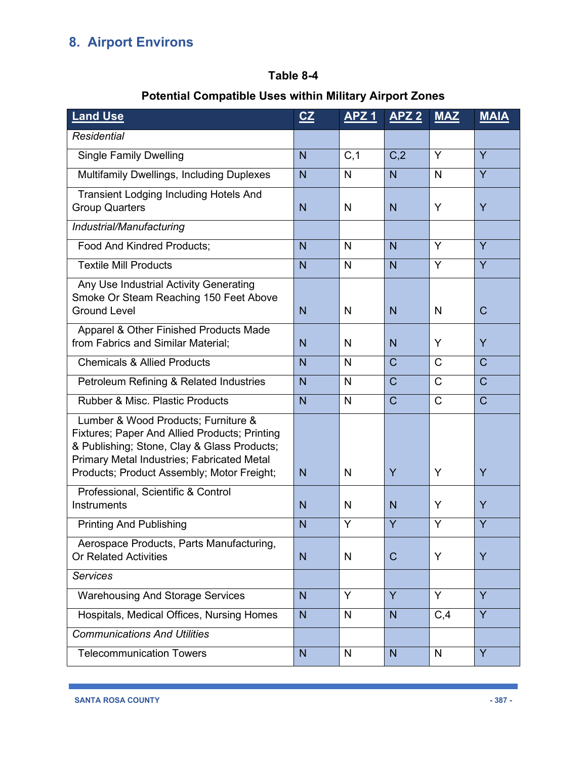## 8. Airport Environs

**Table 8-4**

**Potential Compatible Uses within Military Airport Zones**

| Land Use | CZ | APZ 1 | APZ 2 | MAZ | MAIA |
|---|---|---|---|---|---|
| *Residential* | | | | | |
| Single Family Dwelling | N | C,1 | C,2 | Y | Y |
| Multifamily Dwellings, Including Duplexes | N | N | N | N | Y |
| Transient Lodging Including Hotels And Group Quarters | N | N | N | Y | Y |
| *Industrial/Manufacturing* | | | | | |
| Food And Kindred Products; | N | N | N | Y | Y |
| Textile Mill Products | N | N | N | Y | Y |
| Any Use Industrial Activity Generating Smoke Or Steam Reaching 150 Feet Above Ground Level | N | N | N | N | C |
| Apparel & Other Finished Products Made from Fabrics and Similar Material; | N | N | N | Y | Y |
| Chemicals & Allied Products | N | N | C | C | C |
| Petroleum Refining & Related Industries | N | N | C | C | C |
| Rubber & Misc. Plastic Products | N | N | C | C | C |
| Lumber & Wood Products; Furniture & Fixtures; Paper And Allied Products; Printing & Publishing; Stone, Clay & Glass Products; Primary Metal Industries; Fabricated Metal Products; Product Assembly; Motor Freight; | N | N | Y | Y | Y |
| Professional, Scientific & Control Instruments | N | N | N | Y | Y |
| Printing And Publishing | N | Y | Y | Y | Y |
| Aerospace Products, Parts Manufacturing, Or Related Activities | N | N | C | Y | Y |
| *Services* | | | | | |
| Warehousing And Storage Services | N | Y | Y | Y | Y |
| Hospitals, Medical Offices, Nursing Homes | N | N | N | C,4 | Y |
| *Communications And Utilities* | | | | | |
| Telecommunication Towers | N | N | N | N | Y |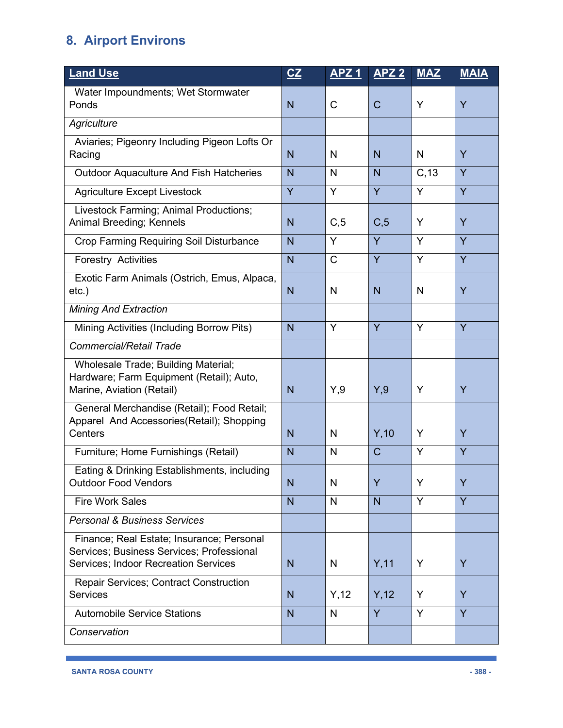## 8. Airport Environs

| Land Use | CZ | APZ 1 | APZ 2 | MAZ | MAIA |
|---|---|---|---|---|---|
| Water Impoundments; Wet Stormwater Ponds | N | C | C | Y | Y |
| *Agriculture* | | | | | |
| Aviaries; Pigeonry Including Pigeon Lofts Or Racing | N | N | N | N | Y |
| Outdoor Aquaculture And Fish Hatcheries | N | N | N | C,13 | Y |
| Agriculture Except Livestock | Y | Y | Y | Y | Y |
| Livestock Farming; Animal Productions; Animal Breeding; Kennels | N | C,5 | C,5 | Y | Y |
| Crop Farming Requiring Soil Disturbance | N | Y | Y | Y | Y |
| Forestry Activities | N | C | Y | Y | Y |
| Exotic Farm Animals (Ostrich, Emus, Alpaca, etc.) | N | N | N | N | Y |
| *Mining And Extraction* | | | | | |
| Mining Activities (Including Borrow Pits) | N | Y | Y | Y | Y |
| *Commercial/Retail Trade* | | | | | |
| Wholesale Trade; Building Material; Hardware; Farm Equipment (Retail); Auto, Marine, Aviation (Retail) | N | Y,9 | Y,9 | Y | Y |
| General Merchandise (Retail); Food Retail; Apparel And Accessories(Retail); Shopping Centers | N | N | Y,10 | Y | Y |
| Furniture; Home Furnishings (Retail) | N | N | C | Y | Y |
| Eating & Drinking Establishments, including Outdoor Food Vendors | N | N | Y | Y | Y |
| Fire Work Sales | N | N | N | Y | Y |
| *Personal & Business Services* | | | | | |
| Finance; Real Estate; Insurance; Personal Services; Business Services; Professional Services; Indoor Recreation Services | N | N | Y,11 | Y | Y |
| Repair Services; Contract Construction Services | N | Y,12 | Y,12 | Y | Y |
| Automobile Service Stations | N | N | Y | Y | Y |
| *Conservation* | | | | | |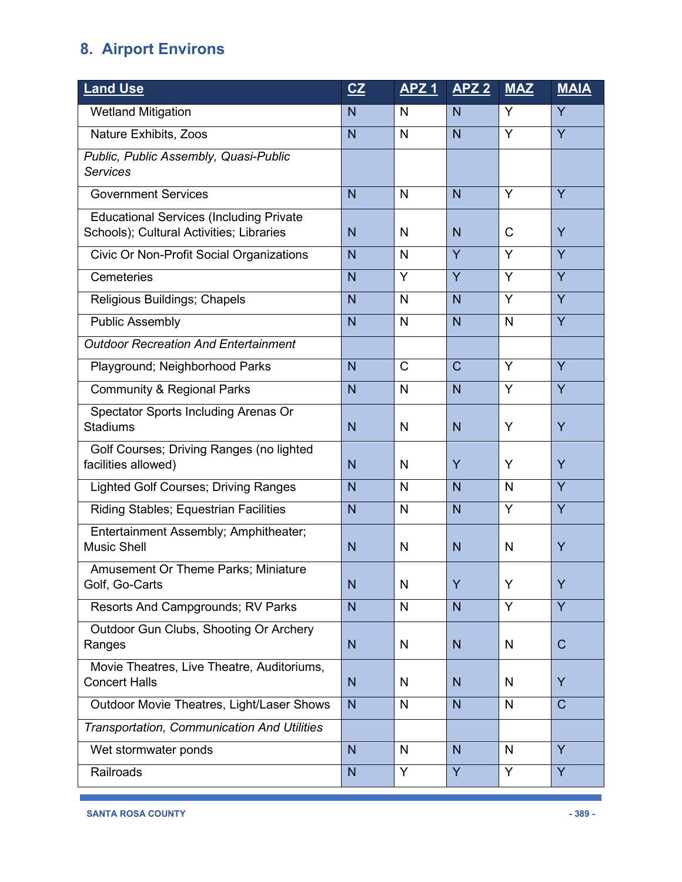## 8. Airport Environs

| Land Use | CZ | APZ 1 | APZ 2 | MAZ | MAIA |
|---|---|---|---|---|---|
| Wetland Mitigation | N | N | N | Y | Y |
| Nature Exhibits, Zoos | N | N | N | Y | Y |
| *Public, Public Assembly, Quasi-Public Services* | | | | | |
| Government Services | N | N | N | Y | Y |
| Educational Services (Including Private Schools); Cultural Activities; Libraries | N | N | N | C | Y |
| Civic Or Non-Profit Social Organizations | N | N | Y | Y | Y |
| Cemeteries | N | Y | Y | Y | Y |
| Religious Buildings; Chapels | N | N | N | Y | Y |
| Public Assembly | N | N | N | N | Y |
| *Outdoor Recreation And Entertainment* | | | | | |
| Playground; Neighborhood Parks | N | C | C | Y | Y |
| Community & Regional Parks | N | N | N | Y | Y |
| Spectator Sports Including Arenas Or Stadiums | N | N | N | Y | Y |
| Golf Courses; Driving Ranges (no lighted facilities allowed) | N | N | Y | Y | Y |
| Lighted Golf Courses; Driving Ranges | N | N | N | N | Y |
| Riding Stables; Equestrian Facilities | N | N | N | Y | Y |
| Entertainment Assembly; Amphitheater; Music Shell | N | N | N | N | Y |
| Amusement Or Theme Parks; Miniature Golf, Go-Carts | N | N | Y | Y | Y |
| Resorts And Campgrounds; RV Parks | N | N | N | Y | Y |
| Outdoor Gun Clubs, Shooting Or Archery Ranges | N | N | N | N | C |
| Movie Theatres, Live Theatre, Auditoriums, Concert Halls | N | N | N | N | Y |
| Outdoor Movie Theatres, Light/Laser Shows | N | N | N | N | C |
| *Transportation, Communication And Utilities* | | | | | |
| Wet stormwater ponds | N | N | N | N | Y |
| Railroads | N | Y | Y | Y | Y |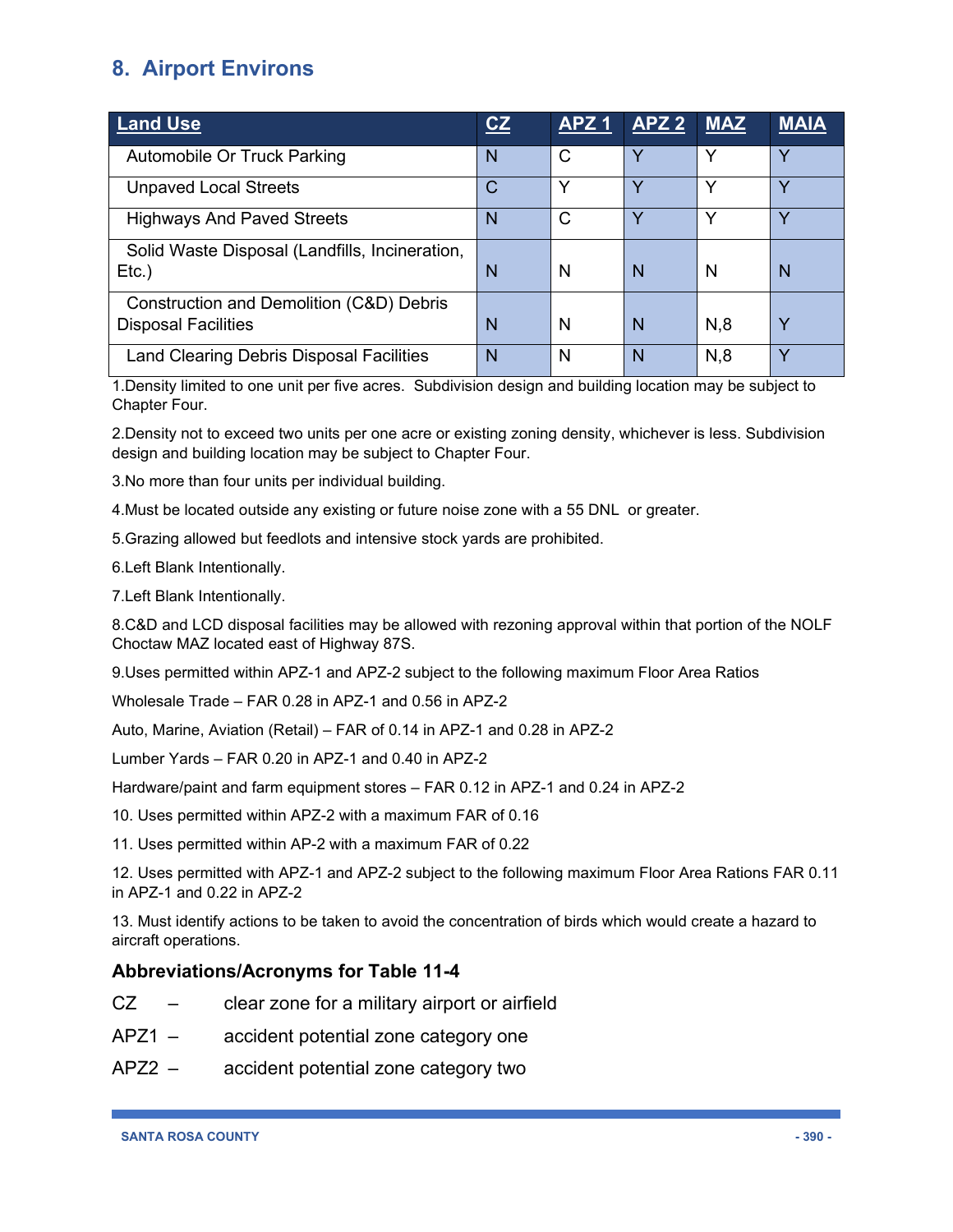## 8. Airport Environs

| Land Use | CZ | APZ 1 | APZ 2 | MAZ | MAIA |
|---|---|---|---|---|---|
| Automobile Or Truck Parking | N | C | Y | Y | Y |
| Unpaved Local Streets | C | Y | Y | Y | Y |
| Highways And Paved Streets | N | C | Y | Y | Y |
| Solid Waste Disposal (Landfills, Incineration, Etc.) | N | N | N | N | N |
| Construction and Demolition (C&D) Debris Disposal Facilities | N | N | N | N,8 | Y |
| Land Clearing Debris Disposal Facilities | N | N | N | N,8 | Y |

1.Density limited to one unit per five acres. Subdivision design and building location may be subject to Chapter Four.

2.Density not to exceed two units per one acre or existing zoning density, whichever is less. Subdivision design and building location may be subject to Chapter Four.

3.No more than four units per individual building.

4.Must be located outside any existing or future noise zone with a 55 DNL or greater.

5.Grazing allowed but feedlots and intensive stock yards are prohibited.

6.Left Blank Intentionally.

7.Left Blank Intentionally.

8.C&D and LCD disposal facilities may be allowed with rezoning approval within that portion of the NOLF Choctaw MAZ located east of Highway 87S.

9.Uses permitted within APZ-1 and APZ-2 subject to the following maximum Floor Area Ratios

Wholesale Trade – FAR 0.28 in APZ-1 and 0.56 in APZ-2

Auto, Marine, Aviation (Retail) – FAR of 0.14 in APZ-1 and 0.28 in APZ-2

Lumber Yards – FAR 0.20 in APZ-1 and 0.40 in APZ-2

Hardware/paint and farm equipment stores – FAR 0.12 in APZ-1 and 0.24 in APZ-2

10. Uses permitted within APZ-2 with a maximum FAR of 0.16

11. Uses permitted within AP-2 with a maximum FAR of 0.22

12. Uses permitted with APZ-1 and APZ-2 subject to the following maximum Floor Area Rations FAR 0.11 in APZ-1 and 0.22 in APZ-2

13. Must identify actions to be taken to avoid the concentration of birds which would create a hazard to aircraft operations.

### Abbreviations/Acronyms for Table 11-4

CZ – clear zone for a military airport or airfield

APZ1 – accident potential zone category one

APZ2 – accident potential zone category two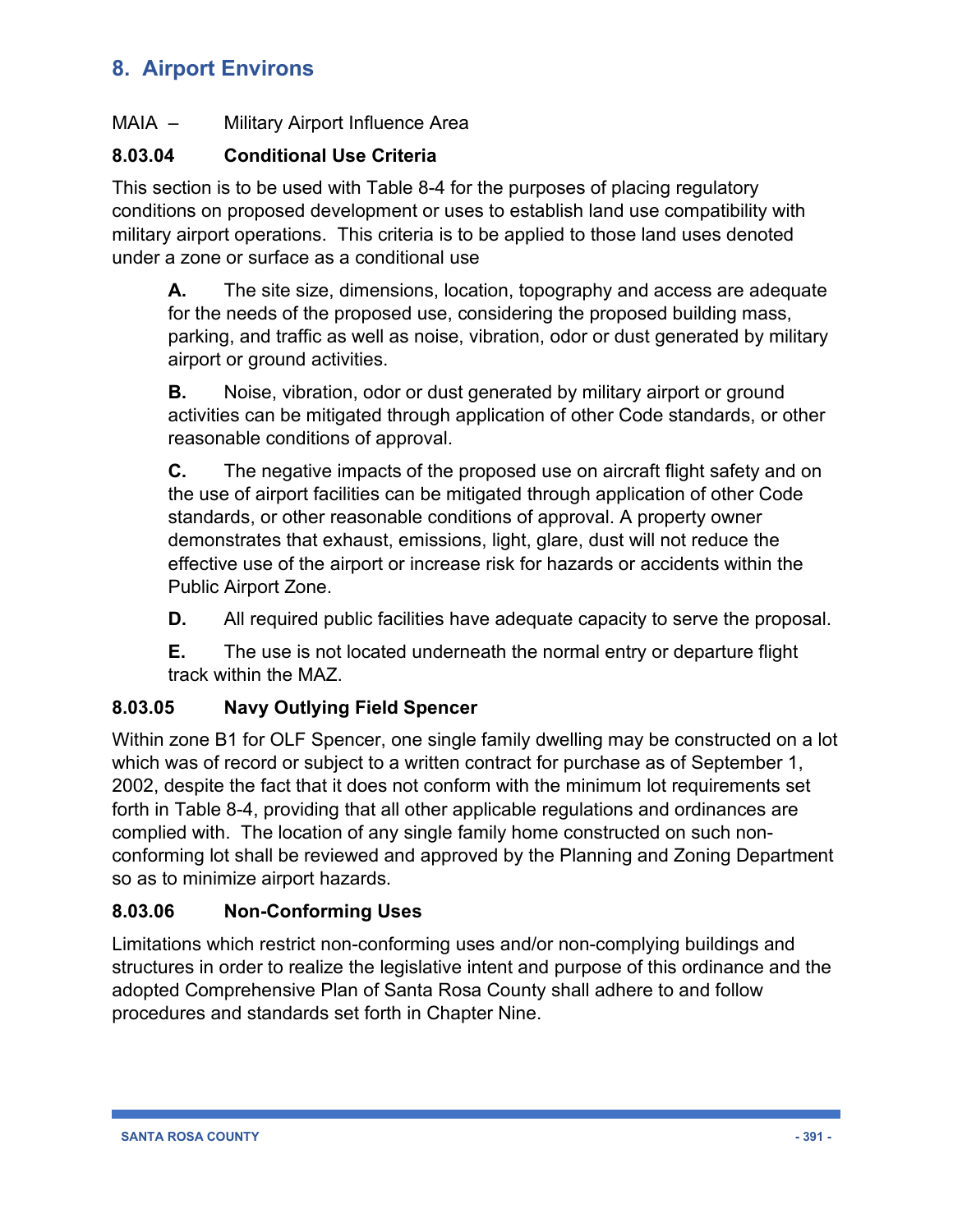## 8. Airport Environs

MAIA – Military Airport Influence Area

### 8.03.04 Conditional Use Criteria

This section is to be used with Table 8-4 for the purposes of placing regulatory conditions on proposed development or uses to establish land use compatibility with military airport operations. This criteria is to be applied to those land uses denoted under a zone or surface as a conditional use

**A.** The site size, dimensions, location, topography and access are adequate for the needs of the proposed use, considering the proposed building mass, parking, and traffic as well as noise, vibration, odor or dust generated by military airport or ground activities.

**B.** Noise, vibration, odor or dust generated by military airport or ground activities can be mitigated through application of other Code standards, or other reasonable conditions of approval.

**C.** The negative impacts of the proposed use on aircraft flight safety and on the use of airport facilities can be mitigated through application of other Code standards, or other reasonable conditions of approval. A property owner demonstrates that exhaust, emissions, light, glare, dust will not reduce the effective use of the airport or increase risk for hazards or accidents within the Public Airport Zone.

**D.** All required public facilities have adequate capacity to serve the proposal.

**E.** The use is not located underneath the normal entry or departure flight track within the MAZ.

### 8.03.05 Navy Outlying Field Spencer

Within zone B1 for OLF Spencer, one single family dwelling may be constructed on a lot which was of record or subject to a written contract for purchase as of September 1, 2002, despite the fact that it does not conform with the minimum lot requirements set forth in Table 8-4, providing that all other applicable regulations and ordinances are complied with. The location of any single family home constructed on such non-conforming lot shall be reviewed and approved by the Planning and Zoning Department so as to minimize airport hazards.

### 8.03.06 Non-Conforming Uses

Limitations which restrict non-conforming uses and/or non-complying buildings and structures in order to realize the legislative intent and purpose of this ordinance and the adopted Comprehensive Plan of Santa Rosa County shall adhere to and follow procedures and standards set forth in Chapter Nine.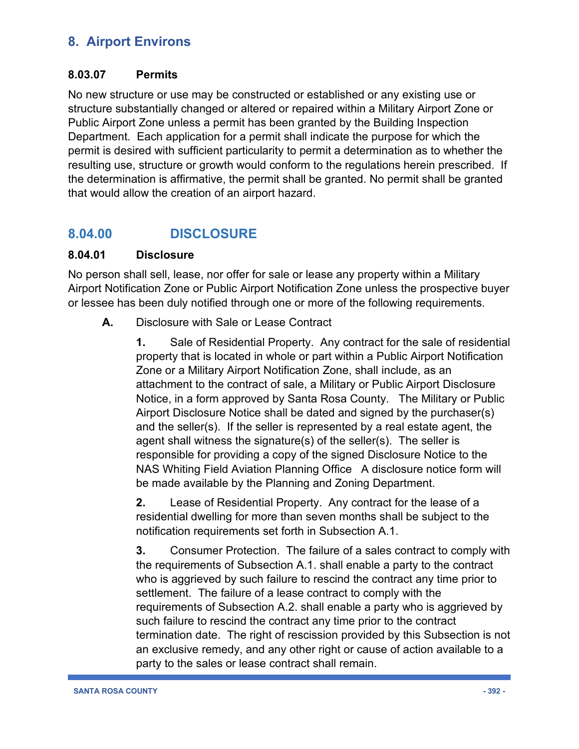## 8. Airport Environs

### 8.03.07 Permits

No new structure or use may be constructed or established or any existing use or structure substantially changed or altered or repaired within a Military Airport Zone or Public Airport Zone unless a permit has been granted by the Building Inspection Department. Each application for a permit shall indicate the purpose for which the permit is desired with sufficient particularity to permit a determination as to whether the resulting use, structure or growth would conform to the regulations herein prescribed. If the determination is affirmative, the permit shall be granted. No permit shall be granted that would allow the creation of an airport hazard.

## 8.04.00 DISCLOSURE

### 8.04.01 Disclosure

No person shall sell, lease, nor offer for sale or lease any property within a Military Airport Notification Zone or Public Airport Notification Zone unless the prospective buyer or lessee has been duly notified through one or more of the following requirements.

**A.** Disclosure with Sale or Lease Contract

**1.** Sale of Residential Property. Any contract for the sale of residential property that is located in whole or part within a Public Airport Notification Zone or a Military Airport Notification Zone, shall include, as an attachment to the contract of sale, a Military or Public Airport Disclosure Notice, in a form approved by Santa Rosa County. The Military or Public Airport Disclosure Notice shall be dated and signed by the purchaser(s) and the seller(s). If the seller is represented by a real estate agent, the agent shall witness the signature(s) of the seller(s). The seller is responsible for providing a copy of the signed Disclosure Notice to the NAS Whiting Field Aviation Planning Office A disclosure notice form will be made available by the Planning and Zoning Department.

**2.** Lease of Residential Property. Any contract for the lease of a residential dwelling for more than seven months shall be subject to the notification requirements set forth in Subsection A.1.

**3.** Consumer Protection. The failure of a sales contract to comply with the requirements of Subsection A.1. shall enable a party to the contract who is aggrieved by such failure to rescind the contract any time prior to settlement. The failure of a lease contract to comply with the requirements of Subsection A.2. shall enable a party who is aggrieved by such failure to rescind the contract any time prior to the contract termination date. The right of rescission provided by this Subsection is not an exclusive remedy, and any other right or cause of action available to a party to the sales or lease contract shall remain.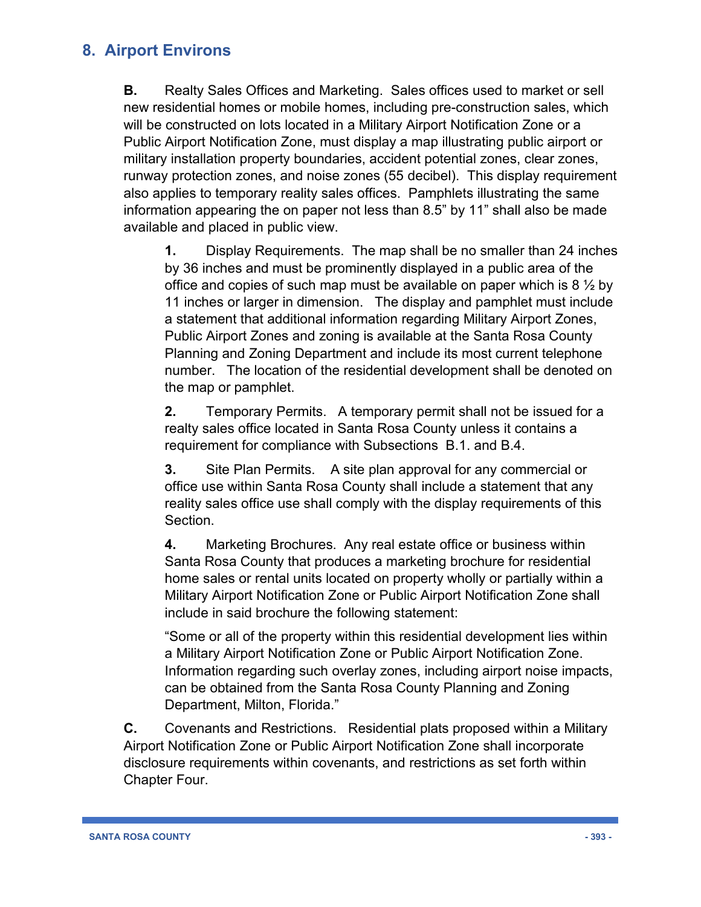## 8. Airport Environs

**B.** Realty Sales Offices and Marketing. Sales offices used to market or sell new residential homes or mobile homes, including pre-construction sales, which will be constructed on lots located in a Military Airport Notification Zone or a Public Airport Notification Zone, must display a map illustrating public airport or military installation property boundaries, accident potential zones, clear zones, runway protection zones, and noise zones (55 decibel). This display requirement also applies to temporary reality sales offices. Pamphlets illustrating the same information appearing the on paper not less than 8.5" by 11" shall also be made available and placed in public view.

**1.** Display Requirements. The map shall be no smaller than 24 inches by 36 inches and must be prominently displayed in a public area of the office and copies of such map must be available on paper which is 8 ½ by 11 inches or larger in dimension. The display and pamphlet must include a statement that additional information regarding Military Airport Zones, Public Airport Zones and zoning is available at the Santa Rosa County Planning and Zoning Department and include its most current telephone number. The location of the residential development shall be denoted on the map or pamphlet.

**2.** Temporary Permits. A temporary permit shall not be issued for a realty sales office located in Santa Rosa County unless it contains a requirement for compliance with Subsections B.1. and B.4.

**3.** Site Plan Permits. A site plan approval for any commercial or office use within Santa Rosa County shall include a statement that any reality sales office use shall comply with the display requirements of this Section.

**4.** Marketing Brochures. Any real estate office or business within Santa Rosa County that produces a marketing brochure for residential home sales or rental units located on property wholly or partially within a Military Airport Notification Zone or Public Airport Notification Zone shall include in said brochure the following statement:

"Some or all of the property within this residential development lies within a Military Airport Notification Zone or Public Airport Notification Zone. Information regarding such overlay zones, including airport noise impacts, can be obtained from the Santa Rosa County Planning and Zoning Department, Milton, Florida."

**C.** Covenants and Restrictions. Residential plats proposed within a Military Airport Notification Zone or Public Airport Notification Zone shall incorporate disclosure requirements within covenants, and restrictions as set forth within Chapter Four.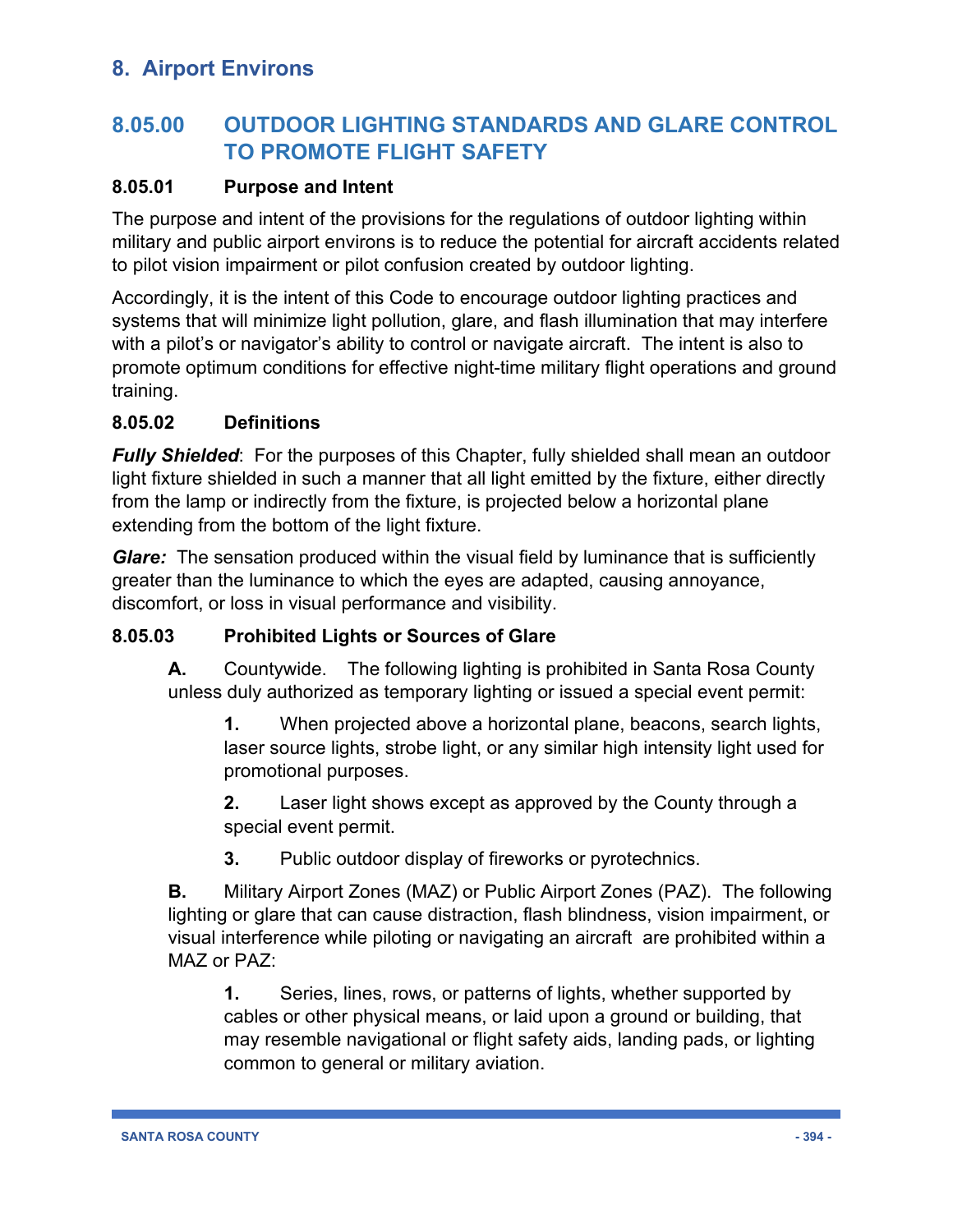# 8. Airport Environs

## 8.05.00 OUTDOOR LIGHTING STANDARDS AND GLARE CONTROL TO PROMOTE FLIGHT SAFETY

### 8.05.01 Purpose and Intent

The purpose and intent of the provisions for the regulations of outdoor lighting within military and public airport environs is to reduce the potential for aircraft accidents related to pilot vision impairment or pilot confusion created by outdoor lighting.

Accordingly, it is the intent of this Code to encourage outdoor lighting practices and systems that will minimize light pollution, glare, and flash illumination that may interfere with a pilot's or navigator's ability to control or navigate aircraft. The intent is also to promote optimum conditions for effective night-time military flight operations and ground training.

### 8.05.02 Definitions

***Fully Shielded***: For the purposes of this Chapter, fully shielded shall mean an outdoor light fixture shielded in such a manner that all light emitted by the fixture, either directly from the lamp or indirectly from the fixture, is projected below a horizontal plane extending from the bottom of the light fixture.

***Glare:*** The sensation produced within the visual field by luminance that is sufficiently greater than the luminance to which the eyes are adapted, causing annoyance, discomfort, or loss in visual performance and visibility.

### 8.05.03 Prohibited Lights or Sources of Glare

**A.** Countywide. The following lighting is prohibited in Santa Rosa County unless duly authorized as temporary lighting or issued a special event permit:

**1.** When projected above a horizontal plane, beacons, search lights, laser source lights, strobe light, or any similar high intensity light used for promotional purposes.

**2.** Laser light shows except as approved by the County through a special event permit.

**3.** Public outdoor display of fireworks or pyrotechnics.

**B.** Military Airport Zones (MAZ) or Public Airport Zones (PAZ). The following lighting or glare that can cause distraction, flash blindness, vision impairment, or visual interference while piloting or navigating an aircraft are prohibited within a MAZ or PAZ:

**1.** Series, lines, rows, or patterns of lights, whether supported by cables or other physical means, or laid upon a ground or building, that may resemble navigational or flight safety aids, landing pads, or lighting common to general or military aviation.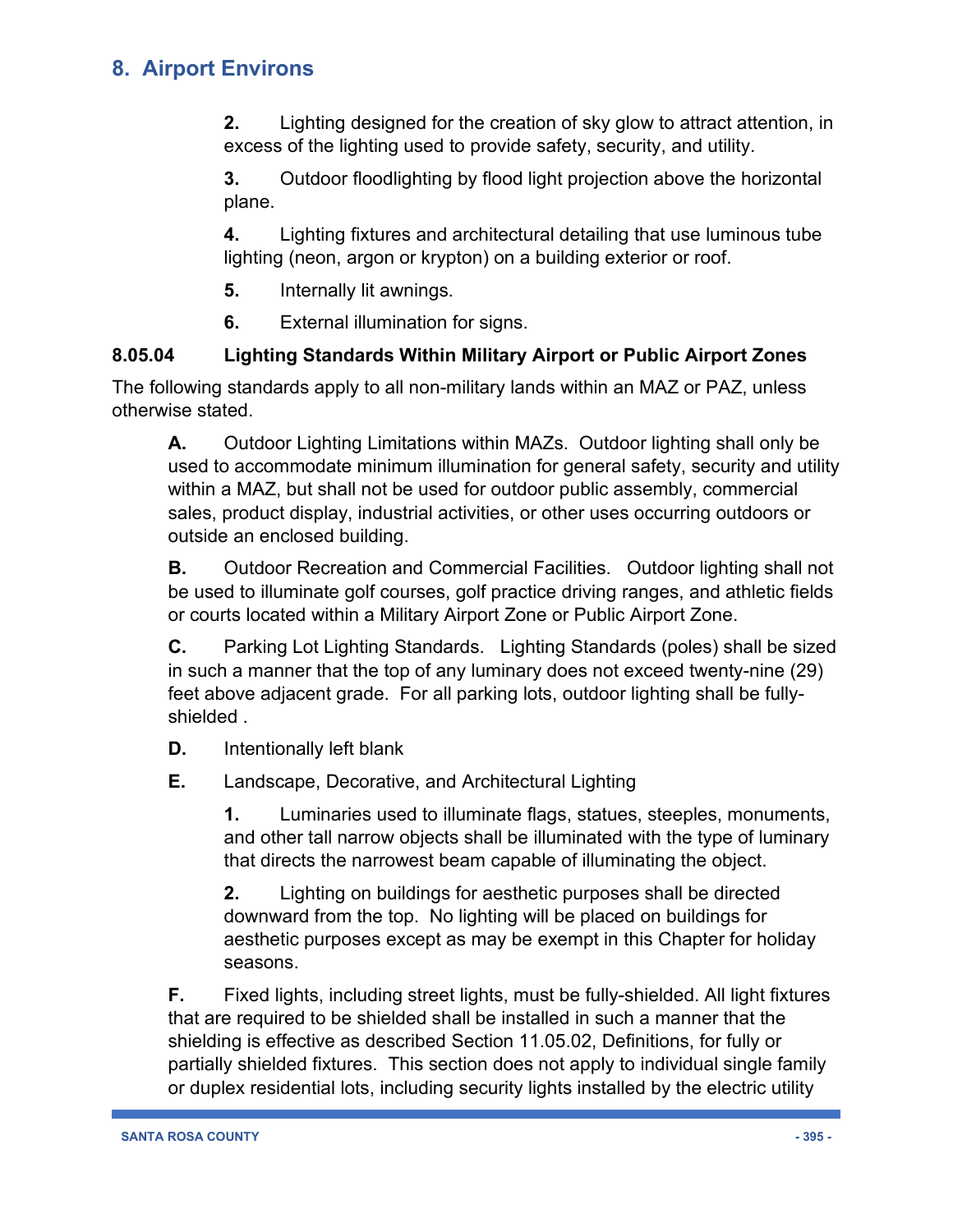2. Lighting designed for the creation of sky glow to attract attention, in excess of the lighting used to provide safety, security, and utility.

3. Outdoor floodlighting by flood light projection above the horizontal plane.

4. Lighting fixtures and architectural detailing that use luminous tube lighting (neon, argon or krypton) on a building exterior or roof.

5. Internally lit awnings.

6. External illumination for signs.

**8.05.04 Lighting Standards Within Military Airport or Public Airport Zones**

The following standards apply to all non-military lands within an MAZ or PAZ, unless otherwise stated.

**A.** Outdoor Lighting Limitations within MAZs. Outdoor lighting shall only be used to accommodate minimum illumination for general safety, security and utility within a MAZ, but shall not be used for outdoor public assembly, commercial sales, product display, industrial activities, or other uses occurring outdoors or outside an enclosed building.

**B.** Outdoor Recreation and Commercial Facilities. Outdoor lighting shall not be used to illuminate golf courses, golf practice driving ranges, and athletic fields or courts located within a Military Airport Zone or Public Airport Zone.

**C.** Parking Lot Lighting Standards. Lighting Standards (poles) shall be sized in such a manner that the top of any luminary does not exceed twenty-nine (29) feet above adjacent grade. For all parking lots, outdoor lighting shall be fully-shielded .

**D.** Intentionally left blank

**E.** Landscape, Decorative, and Architectural Lighting

1. Luminaries used to illuminate flags, statues, steeples, monuments, and other tall narrow objects shall be illuminated with the type of luminary that directs the narrowest beam capable of illuminating the object.

2. Lighting on buildings for aesthetic purposes shall be directed downward from the top. No lighting will be placed on buildings for aesthetic purposes except as may be exempt in this Chapter for holiday seasons.

**F.** Fixed lights, including street lights, must be fully-shielded. All light fixtures that are required to be shielded shall be installed in such a manner that the shielding is effective as described Section 11.05.02, Definitions, for fully or partially shielded fixtures. This section does not apply to individual single family or duplex residential lots, including security lights installed by the electric utility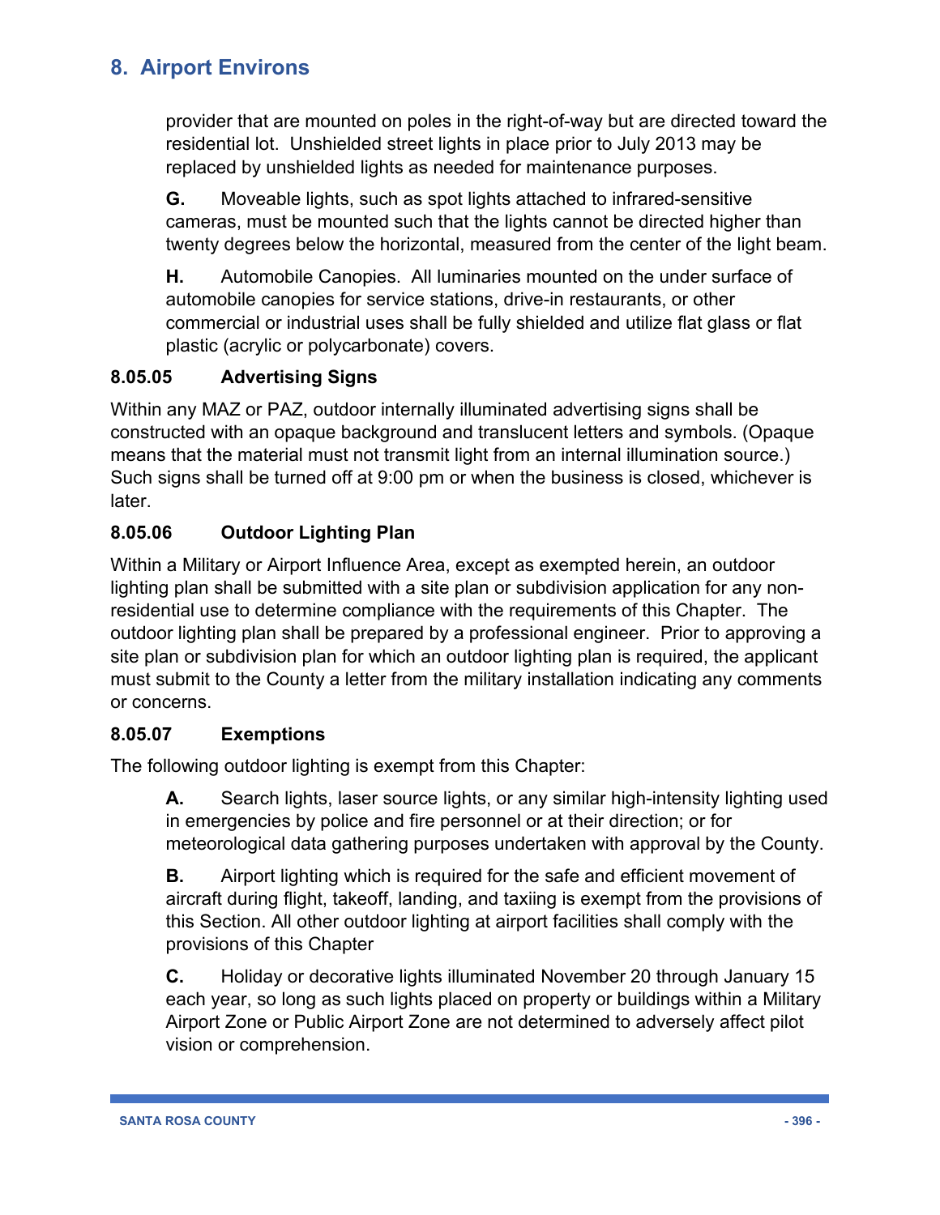provider that are mounted on poles in the right-of-way but are directed toward the residential lot. Unshielded street lights in place prior to July 2013 may be replaced by unshielded lights as needed for maintenance purposes.

**G.** Moveable lights, such as spot lights attached to infrared-sensitive cameras, must be mounted such that the lights cannot be directed higher than twenty degrees below the horizontal, measured from the center of the light beam.

**H.** Automobile Canopies. All luminaries mounted on the under surface of automobile canopies for service stations, drive-in restaurants, or other commercial or industrial uses shall be fully shielded and utilize flat glass or flat plastic (acrylic or polycarbonate) covers.

### 8.05.05 Advertising Signs

Within any MAZ or PAZ, outdoor internally illuminated advertising signs shall be constructed with an opaque background and translucent letters and symbols. (Opaque means that the material must not transmit light from an internal illumination source.) Such signs shall be turned off at 9:00 pm or when the business is closed, whichever is later.

### 8.05.06 Outdoor Lighting Plan

Within a Military or Airport Influence Area, except as exempted herein, an outdoor lighting plan shall be submitted with a site plan or subdivision application for any non-residential use to determine compliance with the requirements of this Chapter. The outdoor lighting plan shall be prepared by a professional engineer. Prior to approving a site plan or subdivision plan for which an outdoor lighting plan is required, the applicant must submit to the County a letter from the military installation indicating any comments or concerns.

### 8.05.07 Exemptions

The following outdoor lighting is exempt from this Chapter:

**A.** Search lights, laser source lights, or any similar high-intensity lighting used in emergencies by police and fire personnel or at their direction; or for meteorological data gathering purposes undertaken with approval by the County.

**B.** Airport lighting which is required for the safe and efficient movement of aircraft during flight, takeoff, landing, and taxiing is exempt from the provisions of this Section. All other outdoor lighting at airport facilities shall comply with the provisions of this Chapter

**C.** Holiday or decorative lights illuminated November 20 through January 15 each year, so long as such lights placed on property or buildings within a Military Airport Zone or Public Airport Zone are not determined to adversely affect pilot vision or comprehension.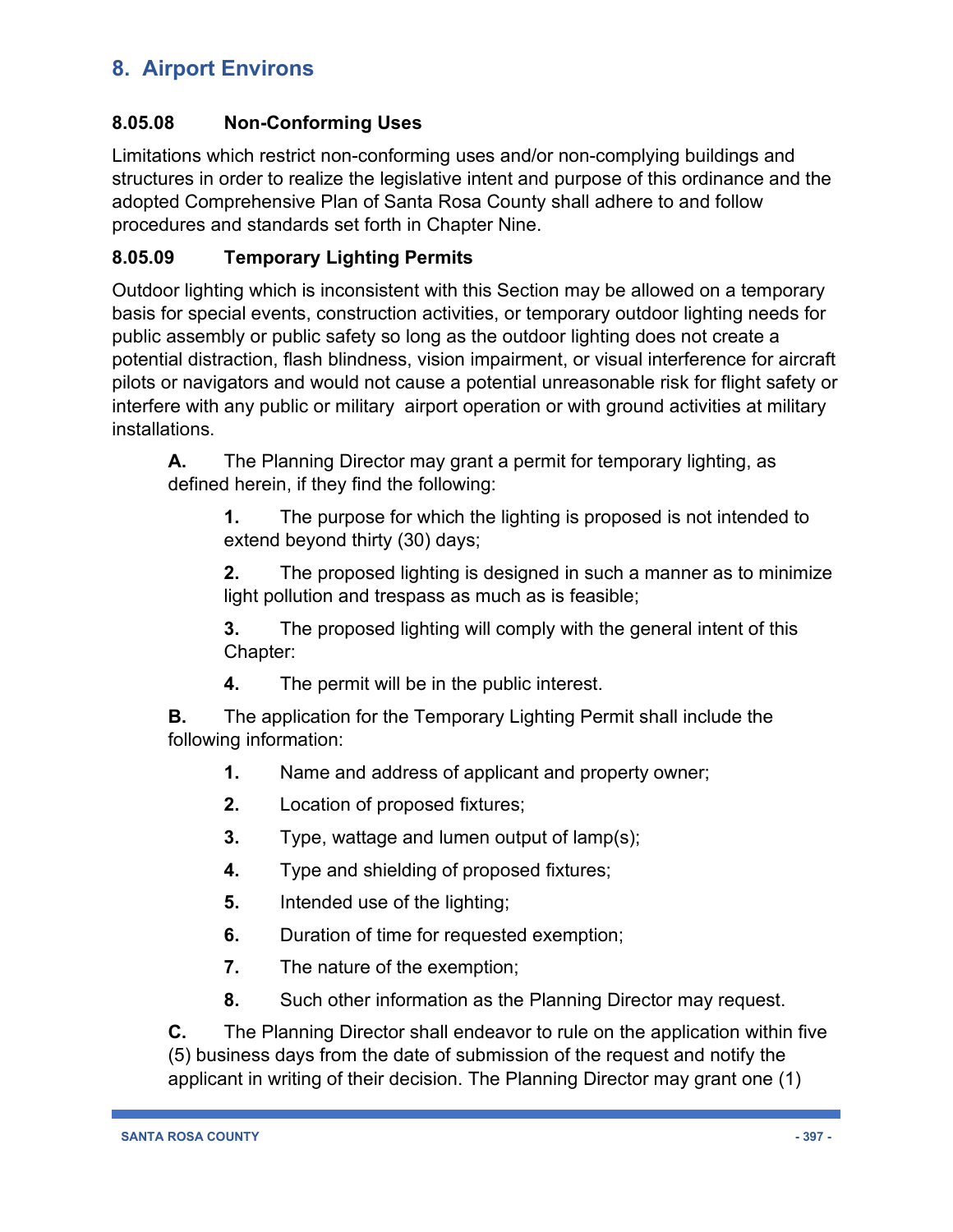# 8. Airport Environs

### 8.05.08 Non-Conforming Uses

Limitations which restrict non-conforming uses and/or non-complying buildings and structures in order to realize the legislative intent and purpose of this ordinance and the adopted Comprehensive Plan of Santa Rosa County shall adhere to and follow procedures and standards set forth in Chapter Nine.

### 8.05.09 Temporary Lighting Permits

Outdoor lighting which is inconsistent with this Section may be allowed on a temporary basis for special events, construction activities, or temporary outdoor lighting needs for public assembly or public safety so long as the outdoor lighting does not create a potential distraction, flash blindness, vision impairment, or visual interference for aircraft pilots or navigators and would not cause a potential unreasonable risk for flight safety or interfere with any public or military airport operation or with ground activities at military installations.

**A.** The Planning Director may grant a permit for temporary lighting, as defined herein, if they find the following:

> **1.** The purpose for which the lighting is proposed is not intended to extend beyond thirty (30) days;
>
> **2.** The proposed lighting is designed in such a manner as to minimize light pollution and trespass as much as is feasible;
>
> **3.** The proposed lighting will comply with the general intent of this Chapter:
>
> **4.** The permit will be in the public interest.

**B.** The application for the Temporary Lighting Permit shall include the following information:

> **1.** Name and address of applicant and property owner;
>
> **2.** Location of proposed fixtures;
>
> **3.** Type, wattage and lumen output of lamp(s);
>
> **4.** Type and shielding of proposed fixtures;
>
> **5.** Intended use of the lighting;
>
> **6.** Duration of time for requested exemption;
>
> **7.** The nature of the exemption;
>
> **8.** Such other information as the Planning Director may request.

**C.** The Planning Director shall endeavor to rule on the application within five (5) business days from the date of submission of the request and notify the applicant in writing of their decision. The Planning Director may grant one (1)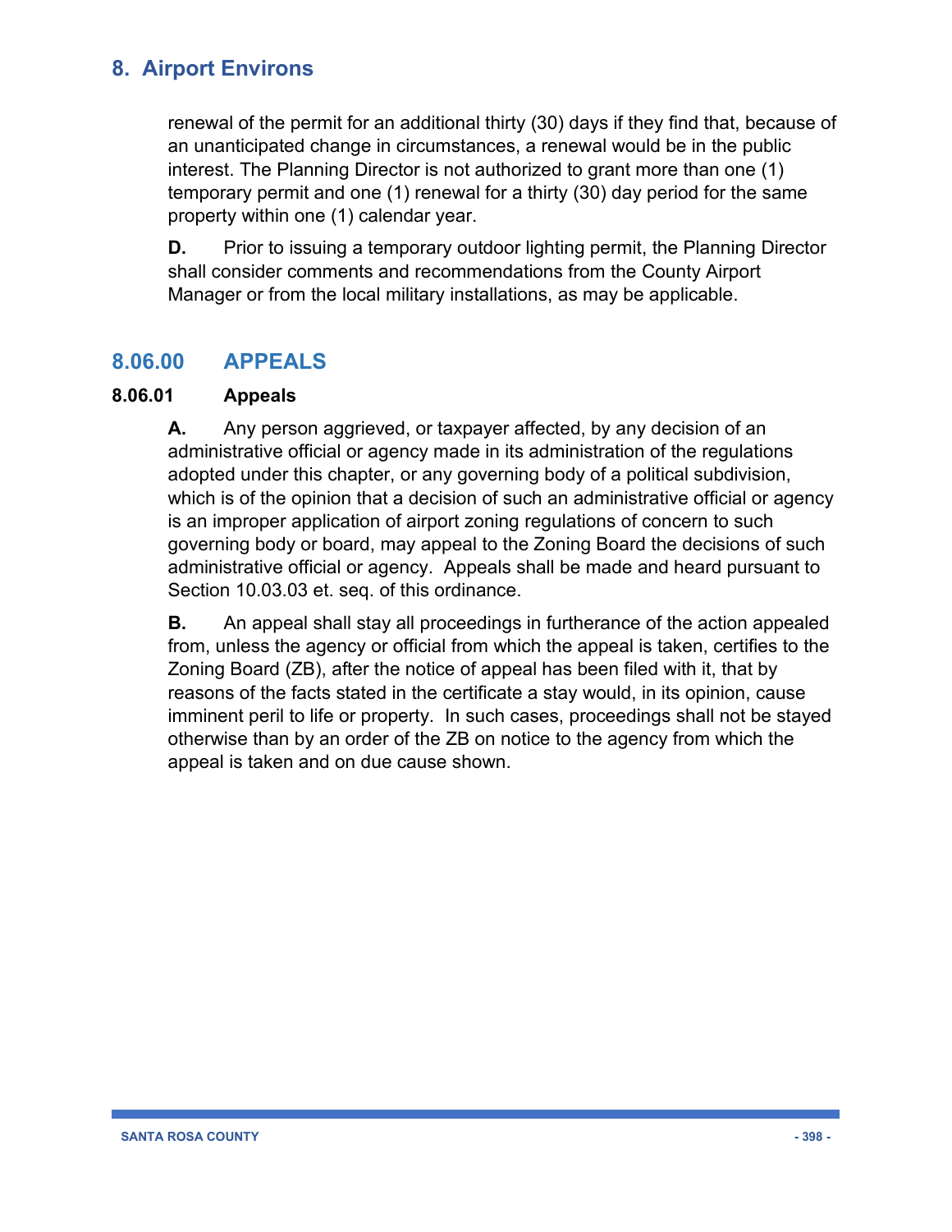renewal of the permit for an additional thirty (30) days if they find that, because of an unanticipated change in circumstances, a renewal would be in the public interest. The Planning Director is not authorized to grant more than one (1) temporary permit and one (1) renewal for a thirty (30) day period for the same property within one (1) calendar year.

**D.** Prior to issuing a temporary outdoor lighting permit, the Planning Director shall consider comments and recommendations from the County Airport Manager or from the local military installations, as may be applicable.

## 8.06.00 APPEALS

### 8.06.01 Appeals

**A.** Any person aggrieved, or taxpayer affected, by any decision of an administrative official or agency made in its administration of the regulations adopted under this chapter, or any governing body of a political subdivision, which is of the opinion that a decision of such an administrative official or agency is an improper application of airport zoning regulations of concern to such governing body or board, may appeal to the Zoning Board the decisions of such administrative official or agency. Appeals shall be made and heard pursuant to Section 10.03.03 et. seq. of this ordinance.

**B.** An appeal shall stay all proceedings in furtherance of the action appealed from, unless the agency or official from which the appeal is taken, certifies to the Zoning Board (ZB), after the notice of appeal has been filed with it, that by reasons of the facts stated in the certificate a stay would, in its opinion, cause imminent peril to life or property. In such cases, proceedings shall not be stayed otherwise than by an order of the ZB on notice to the agency from which the appeal is taken and on due cause shown.